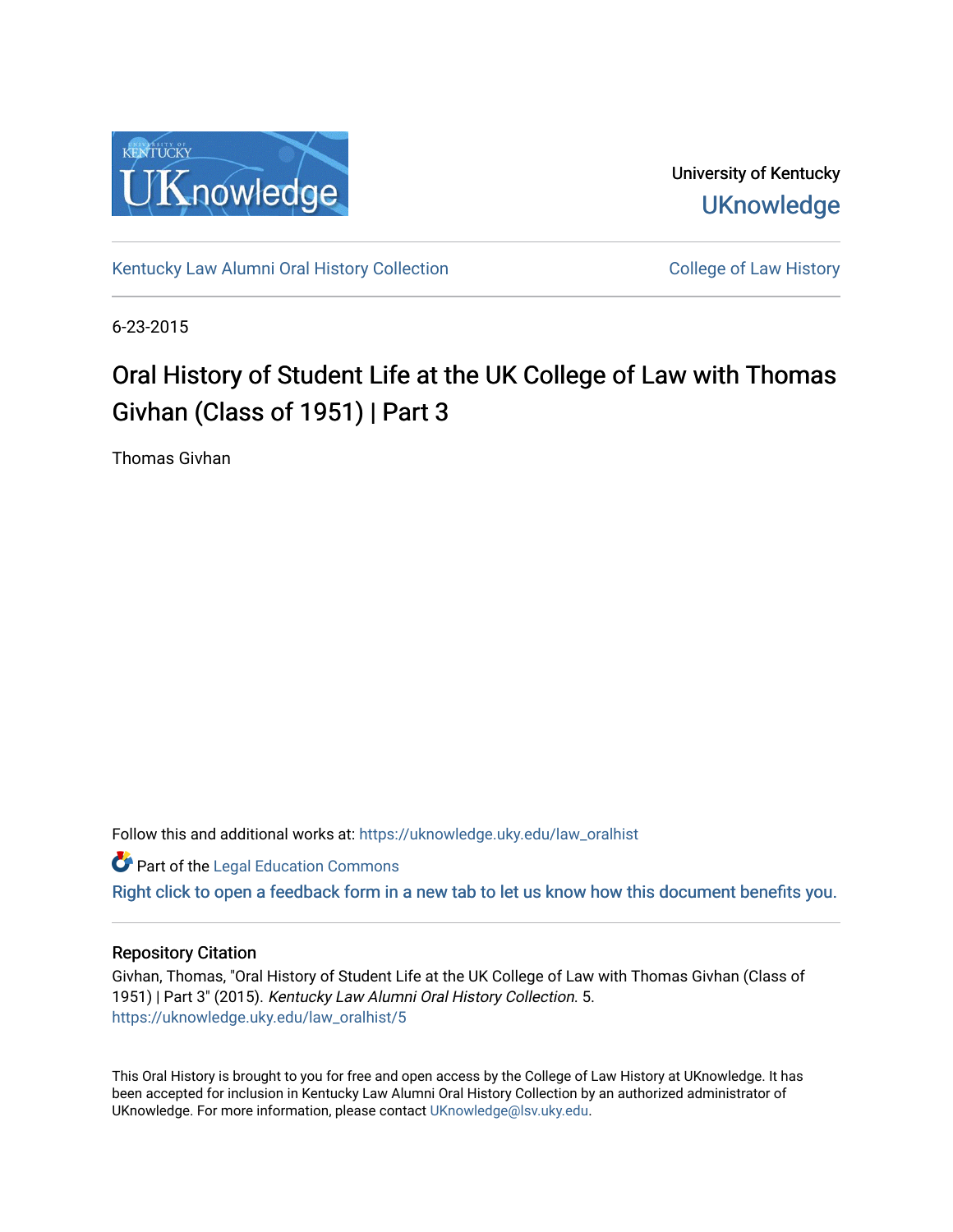University of Kentucky

UKnowledge

Kentucky Law Alumni Oral History Collection

College of Law History

6-23-2015

# Oral History of Student Life at the UK College of Law with Thomas Givhan (Class of 1951) | Part 3

Thomas Givhan

Follow this and additional works at: https://uknowledge.uky.edu/law_oralhist

Part of the Legal Education Commons

Right click to open a feedback form in a new tab to let us know how this document benefits you.

## Repository Citation

Givhan, Thomas, "Oral History of Student Life at the UK College of Law with Thomas Givhan (Class of 1951) | Part 3" (2015). *Kentucky Law Alumni Oral History Collection*. 5.
https://uknowledge.uky.edu/law_oralhist/5

This Oral History is brought to you for free and open access by the College of Law History at UKnowledge. It has been accepted for inclusion in Kentucky Law Alumni Oral History Collection by an authorized administrator of UKnowledge. For more information, please contact UKnowledge@lsv.uky.edu.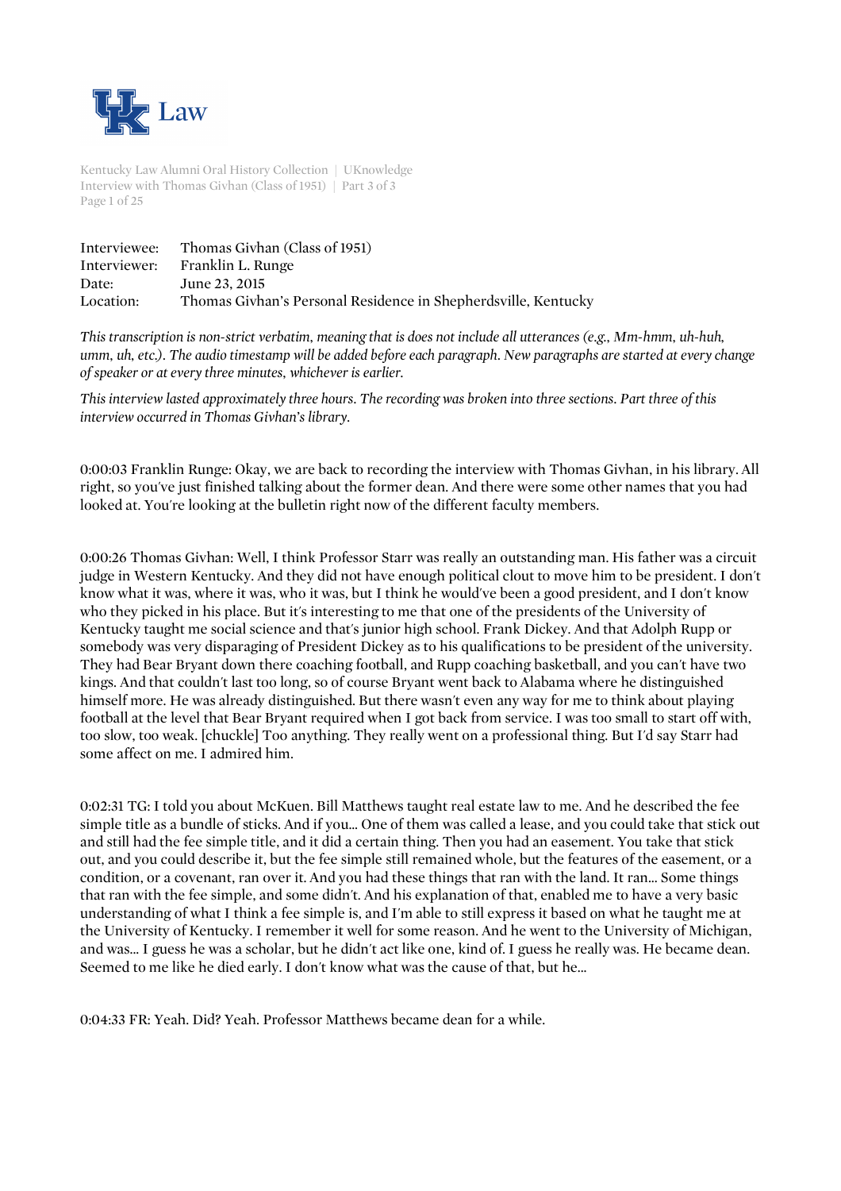| | |
|---|---|
| Interviewee: | Thomas Givhan (Class of 1951) |
| Interviewer: | Franklin L. Runge |
| Date: | June 23, 2015 |
| Location: | Thomas Givhan's Personal Residence in Shepherdsville, Kentucky |

*This transcription is non-strict verbatim, meaning that is does not include all utterances (e.g., Mm-hmm, uh-huh, umm, uh, etc.). The audio timestamp will be added before each paragraph. New paragraphs are started at every change of speaker or at every three minutes, whichever is earlier.*

*This interview lasted approximately three hours. The recording was broken into three sections. Part three of this interview occurred in Thomas Givhan's library.*

0:00:03 Franklin Runge: Okay, we are back to recording the interview with Thomas Givhan, in his library. All right, so you've just finished talking about the former dean. And there were some other names that you had looked at. You're looking at the bulletin right now of the different faculty members.

0:00:26 Thomas Givhan: Well, I think Professor Starr was really an outstanding man. His father was a circuit judge in Western Kentucky. And they did not have enough political clout to move him to be president. I don't know what it was, where it was, who it was, but I think he would've been a good president, and I don't know who they picked in his place. But it's interesting to me that one of the presidents of the University of Kentucky taught me social science and that's junior high school. Frank Dickey. And that Adolph Rupp or somebody was very disparaging of President Dickey as to his qualifications to be president of the university. They had Bear Bryant down there coaching football, and Rupp coaching basketball, and you can't have two kings. And that couldn't last too long, so of course Bryant went back to Alabama where he distinguished himself more. He was already distinguished. But there wasn't even any way for me to think about playing football at the level that Bear Bryant required when I got back from service. I was too small to start off with, too slow, too weak. [chuckle] Too anything. They really went on a professional thing. But I'd say Starr had some affect on me. I admired him.

0:02:31 TG: I told you about McKuen. Bill Matthews taught real estate law to me. And he described the fee simple title as a bundle of sticks. And if you... One of them was called a lease, and you could take that stick out and still had the fee simple title, and it did a certain thing. Then you had an easement. You take that stick out, and you could describe it, but the fee simple still remained whole, but the features of the easement, or a condition, or a covenant, ran over it. And you had these things that ran with the land. It ran... Some things that ran with the fee simple, and some didn't. And his explanation of that, enabled me to have a very basic understanding of what I think a fee simple is, and I'm able to still express it based on what he taught me at the University of Kentucky. I remember it well for some reason. And he went to the University of Michigan, and was... I guess he was a scholar, but he didn't act like one, kind of. I guess he really was. He became dean. Seemed to me like he died early. I don't know what was the cause of that, but he...

0:04:33 FR: Yeah. Did? Yeah. Professor Matthews became dean for a while.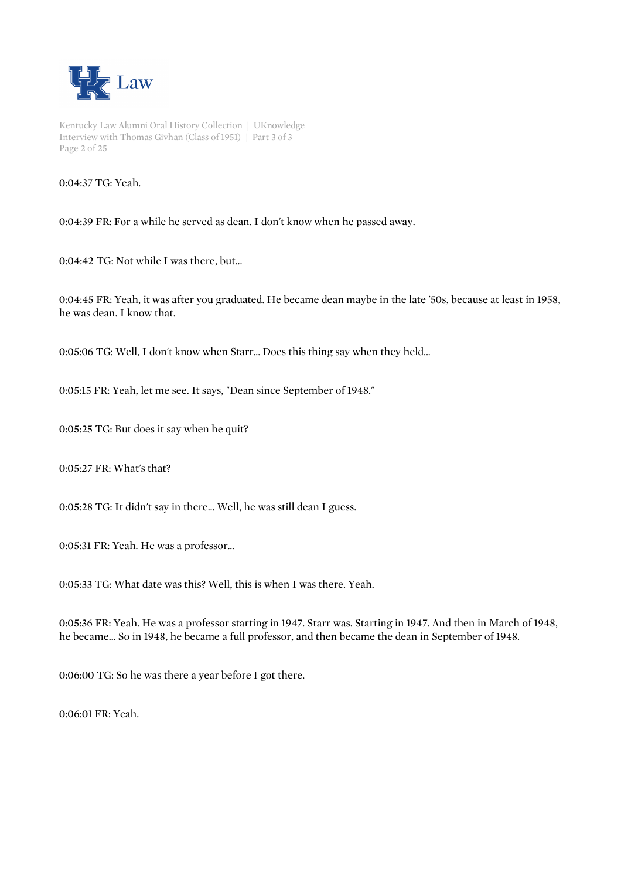0:04:37 TG: Yeah.

0:04:39 FR: For a while he served as dean. I don't know when he passed away.

0:04:42 TG: Not while I was there, but...

0:04:45 FR: Yeah, it was after you graduated. He became dean maybe in the late '50s, because at least in 1958, he was dean. I know that.

0:05:06 TG: Well, I don't know when Starr... Does this thing say when they held...

0:05:15 FR: Yeah, let me see. It says, "Dean since September of 1948."

0:05:25 TG: But does it say when he quit?

0:05:27 FR: What's that?

0:05:28 TG: It didn't say in there... Well, he was still dean I guess.

0:05:31 FR: Yeah. He was a professor...

0:05:33 TG: What date was this? Well, this is when I was there. Yeah.

0:05:36 FR: Yeah. He was a professor starting in 1947. Starr was. Starting in 1947. And then in March of 1948, he became... So in 1948, he became a full professor, and then became the dean in September of 1948.

0:06:00 TG: So he was there a year before I got there.

0:06:01 FR: Yeah.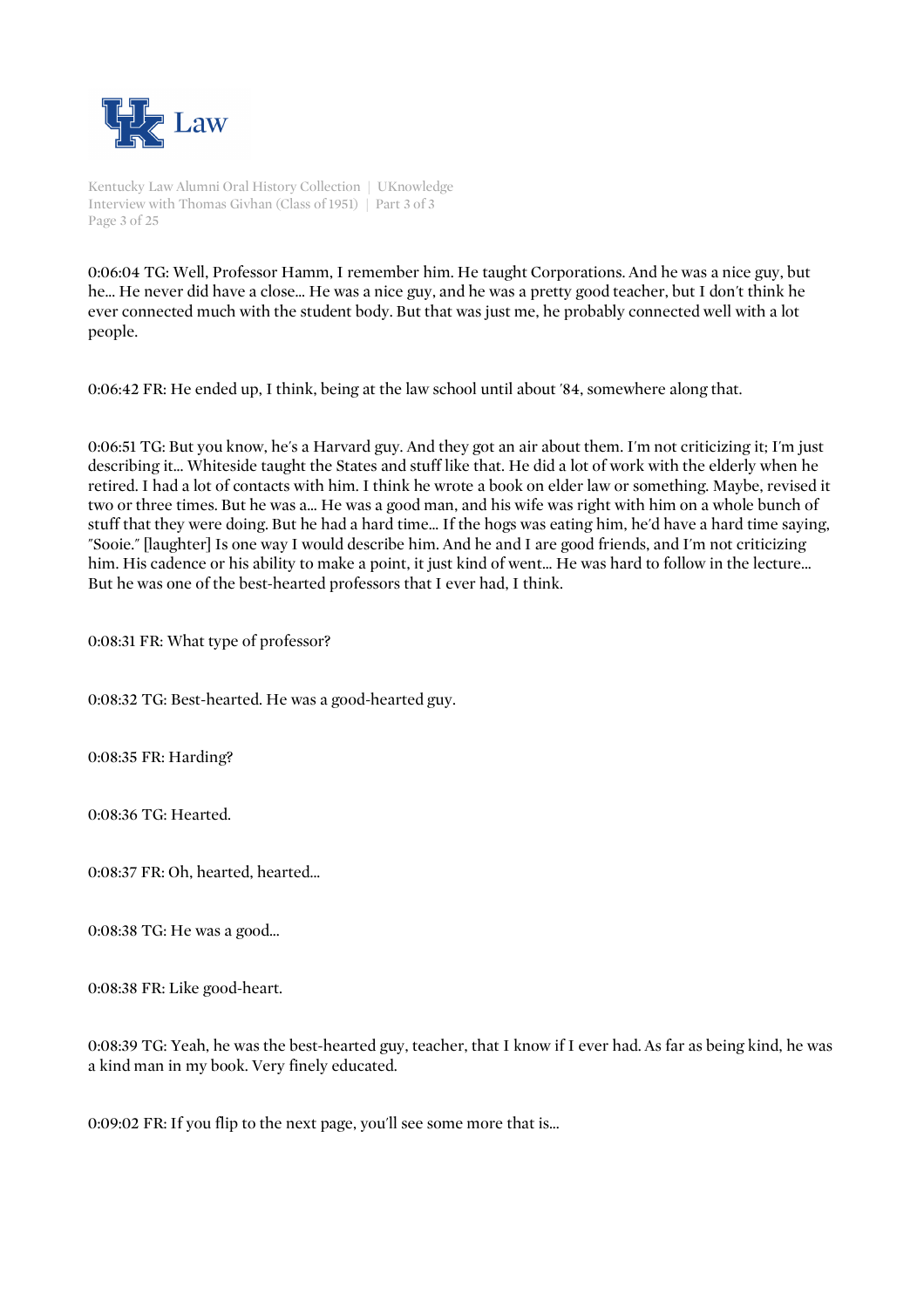0:06:04 TG: Well, Professor Hamm, I remember him. He taught Corporations. And he was a nice guy, but he... He never did have a close... He was a nice guy, and he was a pretty good teacher, but I don't think he ever connected much with the student body. But that was just me, he probably connected well with a lot people.

0:06:42 FR: He ended up, I think, being at the law school until about '84, somewhere along that.

0:06:51 TG: But you know, he's a Harvard guy. And they got an air about them. I'm not criticizing it; I'm just describing it... Whiteside taught the States and stuff like that. He did a lot of work with the elderly when he retired. I had a lot of contacts with him. I think he wrote a book on elder law or something. Maybe, revised it two or three times. But he was a... He was a good man, and his wife was right with him on a whole bunch of stuff that they were doing. But he had a hard time... If the hogs was eating him, he'd have a hard time saying, "Sooie." [laughter] Is one way I would describe him. And he and I are good friends, and I'm not criticizing him. His cadence or his ability to make a point, it just kind of went... He was hard to follow in the lecture... But he was one of the best-hearted professors that I ever had, I think.

0:08:31 FR: What type of professor?

0:08:32 TG: Best-hearted. He was a good-hearted guy.

0:08:35 FR: Harding?

0:08:36 TG: Hearted.

0:08:37 FR: Oh, hearted, hearted...

0:08:38 TG: He was a good...

0:08:38 FR: Like good-heart.

0:08:39 TG: Yeah, he was the best-hearted guy, teacher, that I know if I ever had. As far as being kind, he was a kind man in my book. Very finely educated.

0:09:02 FR: If you flip to the next page, you'll see some more that is...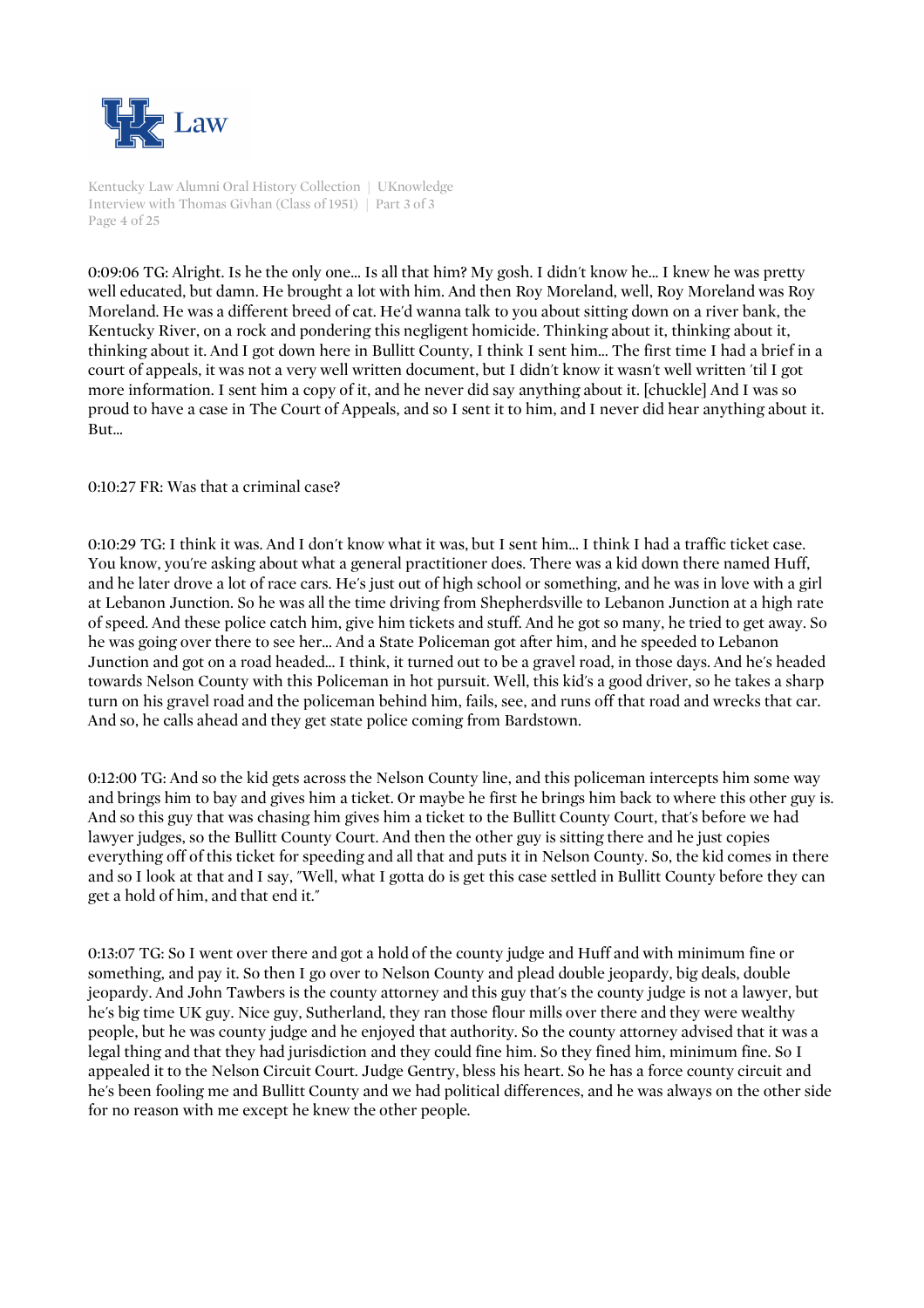0:09:06 TG: Alright. Is he the only one... Is all that him? My gosh. I didn't know he... I knew he was pretty well educated, but damn. He brought a lot with him. And then Roy Moreland, well, Roy Moreland was Roy Moreland. He was a different breed of cat. He'd wanna talk to you about sitting down on a river bank, the Kentucky River, on a rock and pondering this negligent homicide. Thinking about it, thinking about it, thinking about it. And I got down here in Bullitt County, I think I sent him... The first time I had a brief in a court of appeals, it was not a very well written document, but I didn't know it wasn't well written 'til I got more information. I sent him a copy of it, and he never did say anything about it. [chuckle] And I was so proud to have a case in The Court of Appeals, and so I sent it to him, and I never did hear anything about it. But...

0:10:27 FR: Was that a criminal case?

0:10:29 TG: I think it was. And I don't know what it was, but I sent him... I think I had a traffic ticket case. You know, you're asking about what a general practitioner does. There was a kid down there named Huff, and he later drove a lot of race cars. He's just out of high school or something, and he was in love with a girl at Lebanon Junction. So he was all the time driving from Shepherdsville to Lebanon Junction at a high rate of speed. And these police catch him, give him tickets and stuff. And he got so many, he tried to get away. So he was going over there to see her... And a State Policeman got after him, and he speeded to Lebanon Junction and got on a road headed... I think, it turned out to be a gravel road, in those days. And he's headed towards Nelson County with this Policeman in hot pursuit. Well, this kid's a good driver, so he takes a sharp turn on his gravel road and the policeman behind him, fails, see, and runs off that road and wrecks that car. And so, he calls ahead and they get state police coming from Bardstown.

0:12:00 TG: And so the kid gets across the Nelson County line, and this policeman intercepts him some way and brings him to bay and gives him a ticket. Or maybe he first he brings him back to where this other guy is. And so this guy that was chasing him gives him a ticket to the Bullitt County Court, that's before we had lawyer judges, so the Bullitt County Court. And then the other guy is sitting there and he just copies everything off of this ticket for speeding and all that and puts it in Nelson County. So, the kid comes in there and so I look at that and I say, "Well, what I gotta do is get this case settled in Bullitt County before they can get a hold of him, and that end it."

0:13:07 TG: So I went over there and got a hold of the county judge and Huff and with minimum fine or something, and pay it. So then I go over to Nelson County and plead double jeopardy, big deals, double jeopardy. And John Tawbers is the county attorney and this guy that's the county judge is not a lawyer, but he's big time UK guy. Nice guy, Sutherland, they ran those flour mills over there and they were wealthy people, but he was county judge and he enjoyed that authority. So the county attorney advised that it was a legal thing and that they had jurisdiction and they could fine him. So they fined him, minimum fine. So I appealed it to the Nelson Circuit Court. Judge Gentry, bless his heart. So he has a force county circuit and he's been fooling me and Bullitt County and we had political differences, and he was always on the other side for no reason with me except he knew the other people.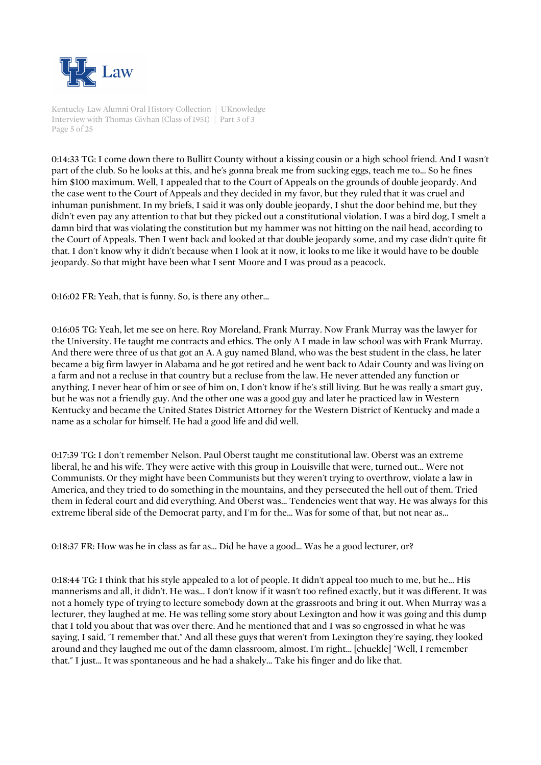0:14:33 TG: I come down there to Bullitt County without a kissing cousin or a high school friend. And I wasn't part of the club. So he looks at this, and he's gonna break me from sucking eggs, teach me to... So he fines him $100 maximum. Well, I appealed that to the Court of Appeals on the grounds of double jeopardy. And the case went to the Court of Appeals and they decided in my favor, but they ruled that it was cruel and inhuman punishment. In my briefs, I said it was only double jeopardy, I shut the door behind me, but they didn't even pay any attention to that but they picked out a constitutional violation. I was a bird dog, I smelt a damn bird that was violating the constitution but my hammer was not hitting on the nail head, according to the Court of Appeals. Then I went back and looked at that double jeopardy some, and my case didn't quite fit that. I don't know why it didn't because when I look at it now, it looks to me like it would have to be double jeopardy. So that might have been what I sent Moore and I was proud as a peacock.

0:16:02 FR: Yeah, that is funny. So, is there any other...

0:16:05 TG: Yeah, let me see on here. Roy Moreland, Frank Murray. Now Frank Murray was the lawyer for the University. He taught me contracts and ethics. The only A I made in law school was with Frank Murray. And there were three of us that got an A. A guy named Bland, who was the best student in the class, he later became a big firm lawyer in Alabama and he got retired and he went back to Adair County and was living on a farm and not a recluse in that country but a recluse from the law. He never attended any function or anything, I never hear of him or see of him on, I don't know if he's still living. But he was really a smart guy, but he was not a friendly guy. And the other one was a good guy and later he practiced law in Western Kentucky and became the United States District Attorney for the Western District of Kentucky and made a name as a scholar for himself. He had a good life and did well.

0:17:39 TG: I don't remember Nelson. Paul Oberst taught me constitutional law. Oberst was an extreme liberal, he and his wife. They were active with this group in Louisville that were, turned out... Were not Communists. Or they might have been Communists but they weren't trying to overthrow, violate a law in America, and they tried to do something in the mountains, and they persecuted the hell out of them. Tried them in federal court and did everything. And Oberst was... Tendencies went that way. He was always for this extreme liberal side of the Democrat party, and I'm for the... Was for some of that, but not near as...

0:18:37 FR: How was he in class as far as... Did he have a good... Was he a good lecturer, or?

0:18:44 TG: I think that his style appealed to a lot of people. It didn't appeal too much to me, but he... His mannerisms and all, it didn't. He was... I don't know if it wasn't too refined exactly, but it was different. It was not a homely type of trying to lecture somebody down at the grassroots and bring it out. When Murray was a lecturer, they laughed at me. He was telling some story about Lexington and how it was going and this dump that I told you about that was over there. And he mentioned that and I was so engrossed in what he was saying, I said, "I remember that." And all these guys that weren't from Lexington they're saying, they looked around and they laughed me out of the damn classroom, almost. I'm right... [chuckle] "Well, I remember that." I just... It was spontaneous and he had a shakely... Take his finger and do like that.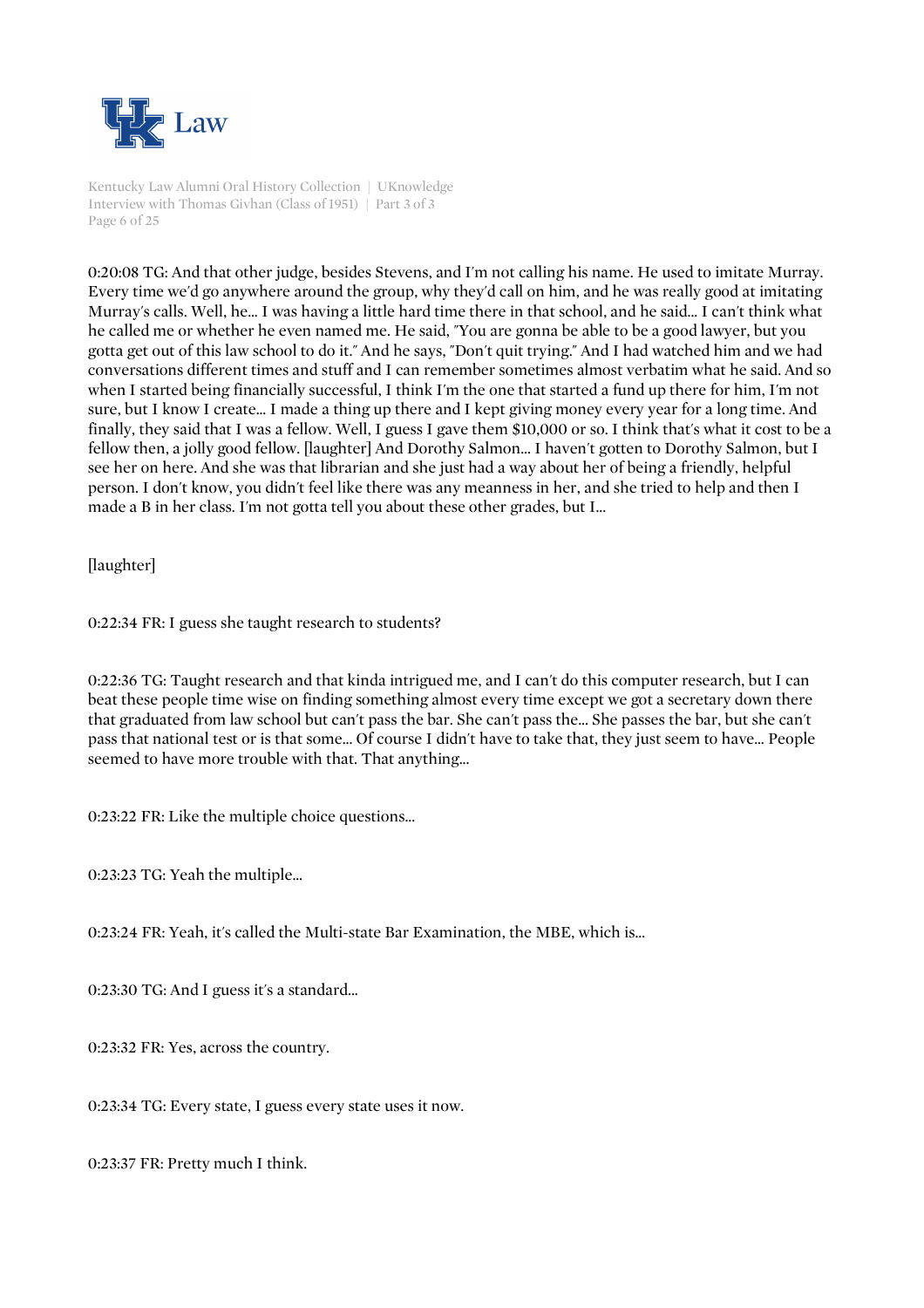0:20:08 TG: And that other judge, besides Stevens, and I'm not calling his name. He used to imitate Murray. Every time we'd go anywhere around the group, why they'd call on him, and he was really good at imitating Murray's calls. Well, he... I was having a little hard time there in that school, and he said... I can't think what he called me or whether he even named me. He said, "You are gonna be able to be a good lawyer, but you gotta get out of this law school to do it." And he says, "Don't quit trying." And I had watched him and we had conversations different times and stuff and I can remember sometimes almost verbatim what he said. And so when I started being financially successful, I think I'm the one that started a fund up there for him, I'm not sure, but I know I create... I made a thing up there and I kept giving money every year for a long time. And finally, they said that I was a fellow. Well, I guess I gave them $10,000 or so. I think that's what it cost to be a fellow then, a jolly good fellow. [laughter] And Dorothy Salmon... I haven't gotten to Dorothy Salmon, but I see her on here. And she was that librarian and she just had a way about her of being a friendly, helpful person. I don't know, you didn't feel like there was any meanness in her, and she tried to help and then I made a B in her class. I'm not gotta tell you about these other grades, but I...

[laughter]

0:22:34 FR: I guess she taught research to students?

0:22:36 TG: Taught research and that kinda intrigued me, and I can't do this computer research, but I can beat these people time wise on finding something almost every time except we got a secretary down there that graduated from law school but can't pass the bar. She can't pass the... She passes the bar, but she can't pass that national test or is that some... Of course I didn't have to take that, they just seem to have... People seemed to have more trouble with that. That anything...

0:23:22 FR: Like the multiple choice questions...

0:23:23 TG: Yeah the multiple...

0:23:24 FR: Yeah, it's called the Multi-state Bar Examination, the MBE, which is...

0:23:30 TG: And I guess it's a standard...

0:23:32 FR: Yes, across the country.

0:23:34 TG: Every state, I guess every state uses it now.

0:23:37 FR: Pretty much I think.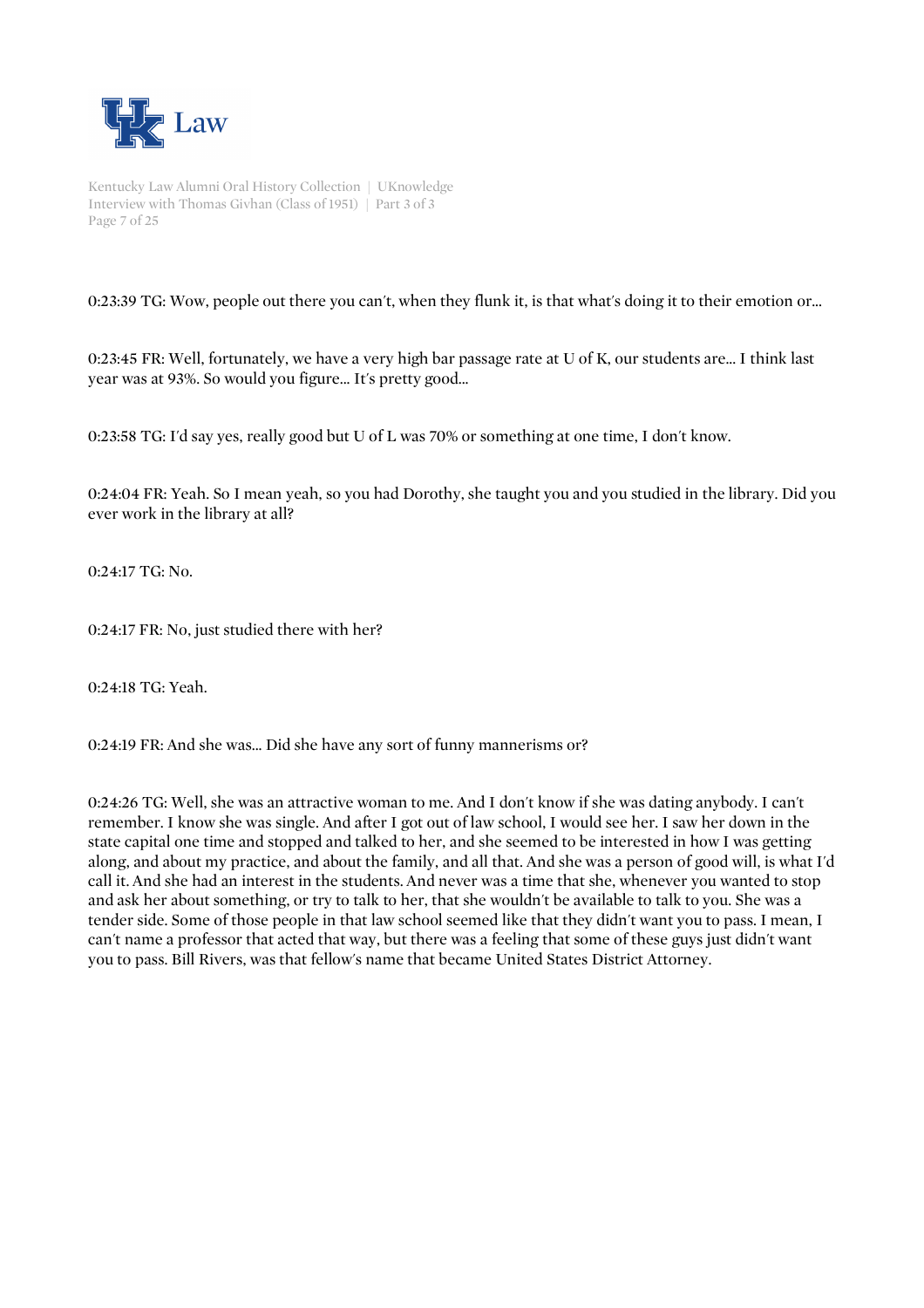0:23:39 TG: Wow, people out there you can't, when they flunk it, is that what's doing it to their emotion or...

0:23:45 FR: Well, fortunately, we have a very high bar passage rate at U of K, our students are... I think last year was at 93%. So would you figure... It's pretty good...

0:23:58 TG: I'd say yes, really good but U of L was 70% or something at one time, I don't know.

0:24:04 FR: Yeah. So I mean yeah, so you had Dorothy, she taught you and you studied in the library. Did you ever work in the library at all?

0:24:17 TG: No.

0:24:17 FR: No, just studied there with her?

0:24:18 TG: Yeah.

0:24:19 FR: And she was... Did she have any sort of funny mannerisms or?

0:24:26 TG: Well, she was an attractive woman to me. And I don't know if she was dating anybody. I can't remember. I know she was single. And after I got out of law school, I would see her. I saw her down in the state capital one time and stopped and talked to her, and she seemed to be interested in how I was getting along, and about my practice, and about the family, and all that. And she was a person of good will, is what I'd call it. And she had an interest in the students. And never was a time that she, whenever you wanted to stop and ask her about something, or try to talk to her, that she wouldn't be available to talk to you. She was a tender side. Some of those people in that law school seemed like that they didn't want you to pass. I mean, I can't name a professor that acted that way, but there was a feeling that some of these guys just didn't want you to pass. Bill Rivers, was that fellow's name that became United States District Attorney.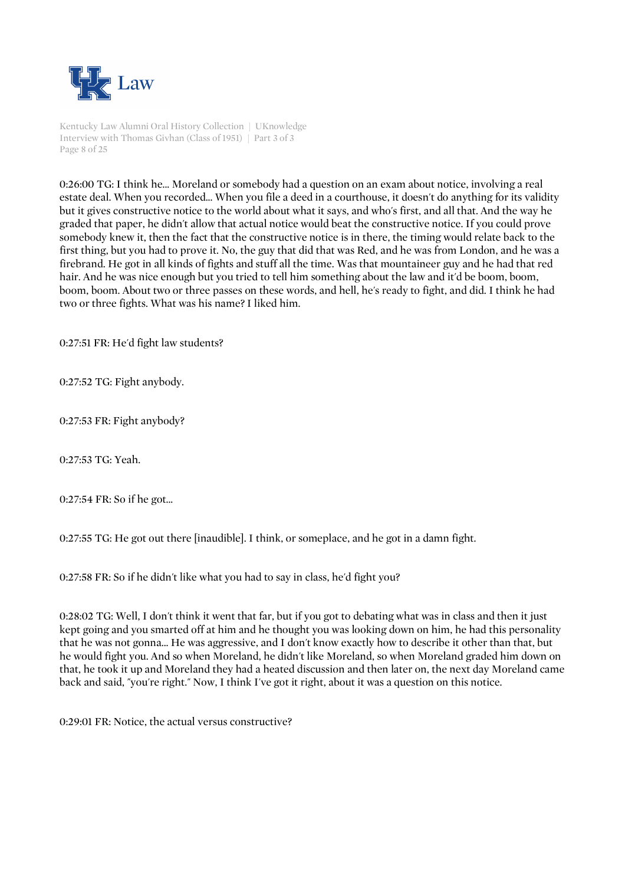0:26:00 TG: I think he... Moreland or somebody had a question on an exam about notice, involving a real estate deal. When you recorded... When you file a deed in a courthouse, it doesn't do anything for its validity but it gives constructive notice to the world about what it says, and who's first, and all that. And the way he graded that paper, he didn't allow that actual notice would beat the constructive notice. If you could prove somebody knew it, then the fact that the constructive notice is in there, the timing would relate back to the first thing, but you had to prove it. No, the guy that did that was Red, and he was from London, and he was a firebrand. He got in all kinds of fights and stuff all the time. Was that mountaineer guy and he had that red hair. And he was nice enough but you tried to tell him something about the law and it'd be boom, boom, boom, boom. About two or three passes on these words, and hell, he's ready to fight, and did. I think he had two or three fights. What was his name? I liked him.

0:27:51 FR: He'd fight law students?

0:27:52 TG: Fight anybody.

0:27:53 FR: Fight anybody?

0:27:53 TG: Yeah.

0:27:54 FR: So if he got...

0:27:55 TG: He got out there [inaudible]. I think, or someplace, and he got in a damn fight.

0:27:58 FR: So if he didn't like what you had to say in class, he'd fight you?

0:28:02 TG: Well, I don't think it went that far, but if you got to debating what was in class and then it just kept going and you smarted off at him and he thought you was looking down on him, he had this personality that he was not gonna... He was aggressive, and I don't know exactly how to describe it other than that, but he would fight you. And so when Moreland, he didn't like Moreland, so when Moreland graded him down on that, he took it up and Moreland they had a heated discussion and then later on, the next day Moreland came back and said, "you're right." Now, I think I've got it right, about it was a question on this notice.

0:29:01 FR: Notice, the actual versus constructive?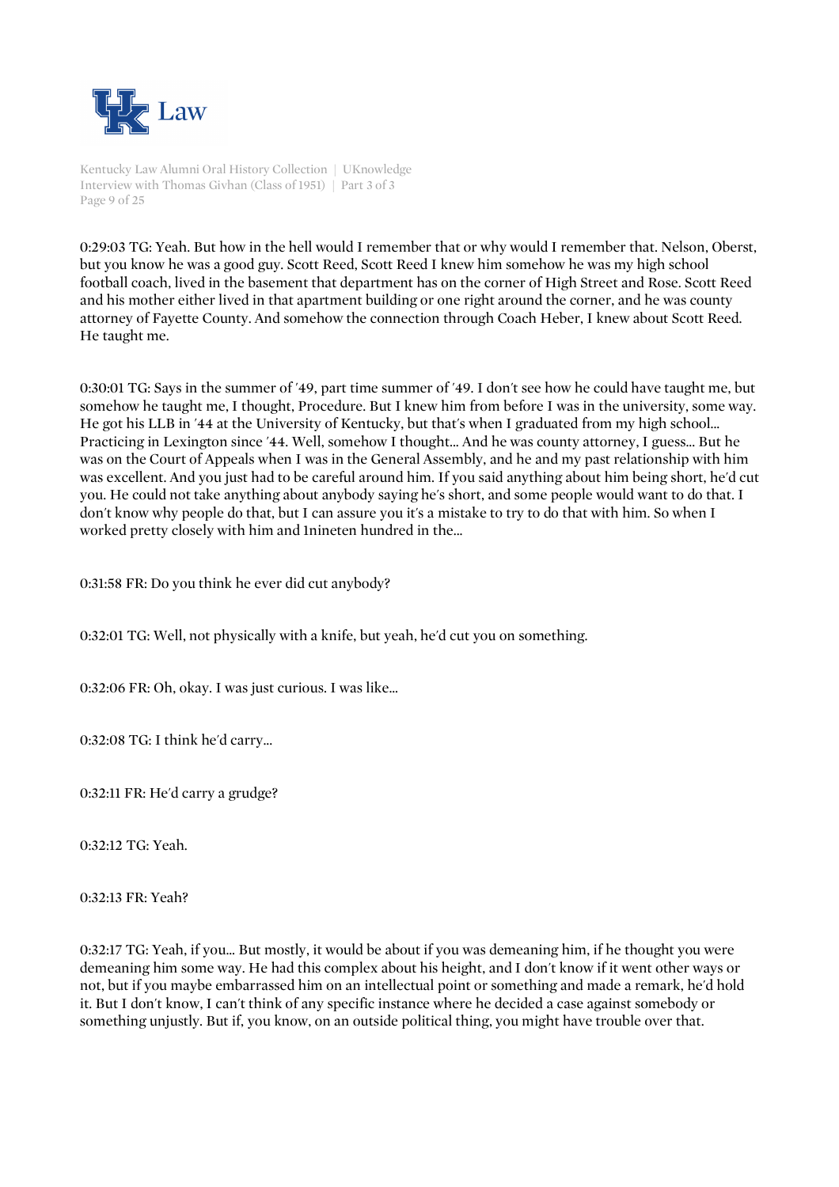0:29:03 TG: Yeah. But how in the hell would I remember that or why would I remember that. Nelson, Oberst, but you know he was a good guy. Scott Reed, Scott Reed I knew him somehow he was my high school football coach, lived in the basement that department has on the corner of High Street and Rose. Scott Reed and his mother either lived in that apartment building or one right around the corner, and he was county attorney of Fayette County. And somehow the connection through Coach Heber, I knew about Scott Reed. He taught me.

0:30:01 TG: Says in the summer of '49, part time summer of '49. I don't see how he could have taught me, but somehow he taught me, I thought, Procedure. But I knew him from before I was in the university, some way. He got his LLB in '44 at the University of Kentucky, but that's when I graduated from my high school... Practicing in Lexington since '44. Well, somehow I thought... And he was county attorney, I guess... But he was on the Court of Appeals when I was in the General Assembly, and he and my past relationship with him was excellent. And you just had to be careful around him. If you said anything about him being short, he'd cut you. He could not take anything about anybody saying he's short, and some people would want to do that. I don't know why people do that, but I can assure you it's a mistake to try to do that with him. So when I worked pretty closely with him and 1nineteen hundred in the...

0:31:58 FR: Do you think he ever did cut anybody?

0:32:01 TG: Well, not physically with a knife, but yeah, he'd cut you on something.

0:32:06 FR: Oh, okay. I was just curious. I was like...

0:32:08 TG: I think he'd carry...

0:32:11 FR: He'd carry a grudge?

0:32:12 TG: Yeah.

0:32:13 FR: Yeah?

0:32:17 TG: Yeah, if you... But mostly, it would be about if you was demeaning him, if he thought you were demeaning him some way. He had this complex about his height, and I don't know if it went other ways or not, but if you maybe embarrassed him on an intellectual point or something and made a remark, he'd hold it. But I don't know, I can't think of any specific instance where he decided a case against somebody or something unjustly. But if, you know, on an outside political thing, you might have trouble over that.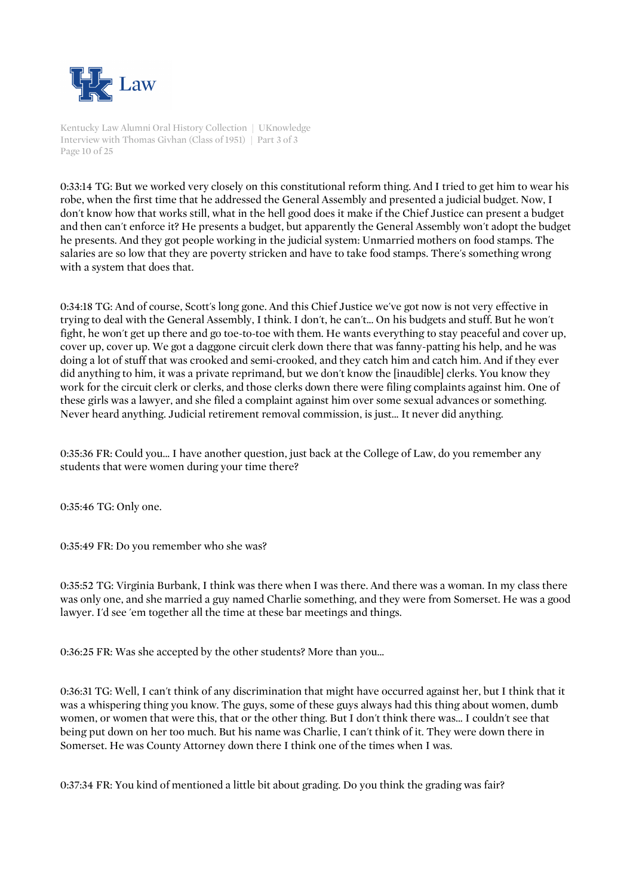0:33:14 TG: But we worked very closely on this constitutional reform thing. And I tried to get him to wear his robe, when the first time that he addressed the General Assembly and presented a judicial budget. Now, I don't know how that works still, what in the hell good does it make if the Chief Justice can present a budget and then can't enforce it? He presents a budget, but apparently the General Assembly won't adopt the budget he presents. And they got people working in the judicial system: Unmarried mothers on food stamps. The salaries are so low that they are poverty stricken and have to take food stamps. There's something wrong with a system that does that.

0:34:18 TG: And of course, Scott's long gone. And this Chief Justice we've got now is not very effective in trying to deal with the General Assembly, I think. I don't, he can't... On his budgets and stuff. But he won't fight, he won't get up there and go toe-to-toe with them. He wants everything to stay peaceful and cover up, cover up, cover up. We got a daggone circuit clerk down there that was fanny-patting his help, and he was doing a lot of stuff that was crooked and semi-crooked, and they catch him and catch him. And if they ever did anything to him, it was a private reprimand, but we don't know the [inaudible] clerks. You know they work for the circuit clerk or clerks, and those clerks down there were filing complaints against him. One of these girls was a lawyer, and she filed a complaint against him over some sexual advances or something. Never heard anything. Judicial retirement removal commission, is just... It never did anything.

0:35:36 FR: Could you... I have another question, just back at the College of Law, do you remember any students that were women during your time there?

0:35:46 TG: Only one.

0:35:49 FR: Do you remember who she was?

0:35:52 TG: Virginia Burbank, I think was there when I was there. And there was a woman. In my class there was only one, and she married a guy named Charlie something, and they were from Somerset. He was a good lawyer. I'd see 'em together all the time at these bar meetings and things.

0:36:25 FR: Was she accepted by the other students? More than you...

0:36:31 TG: Well, I can't think of any discrimination that might have occurred against her, but I think that it was a whispering thing you know. The guys, some of these guys always had this thing about women, dumb women, or women that were this, that or the other thing. But I don't think there was... I couldn't see that being put down on her too much. But his name was Charlie, I can't think of it. They were down there in Somerset. He was County Attorney down there I think one of the times when I was.

0:37:34 FR: You kind of mentioned a little bit about grading. Do you think the grading was fair?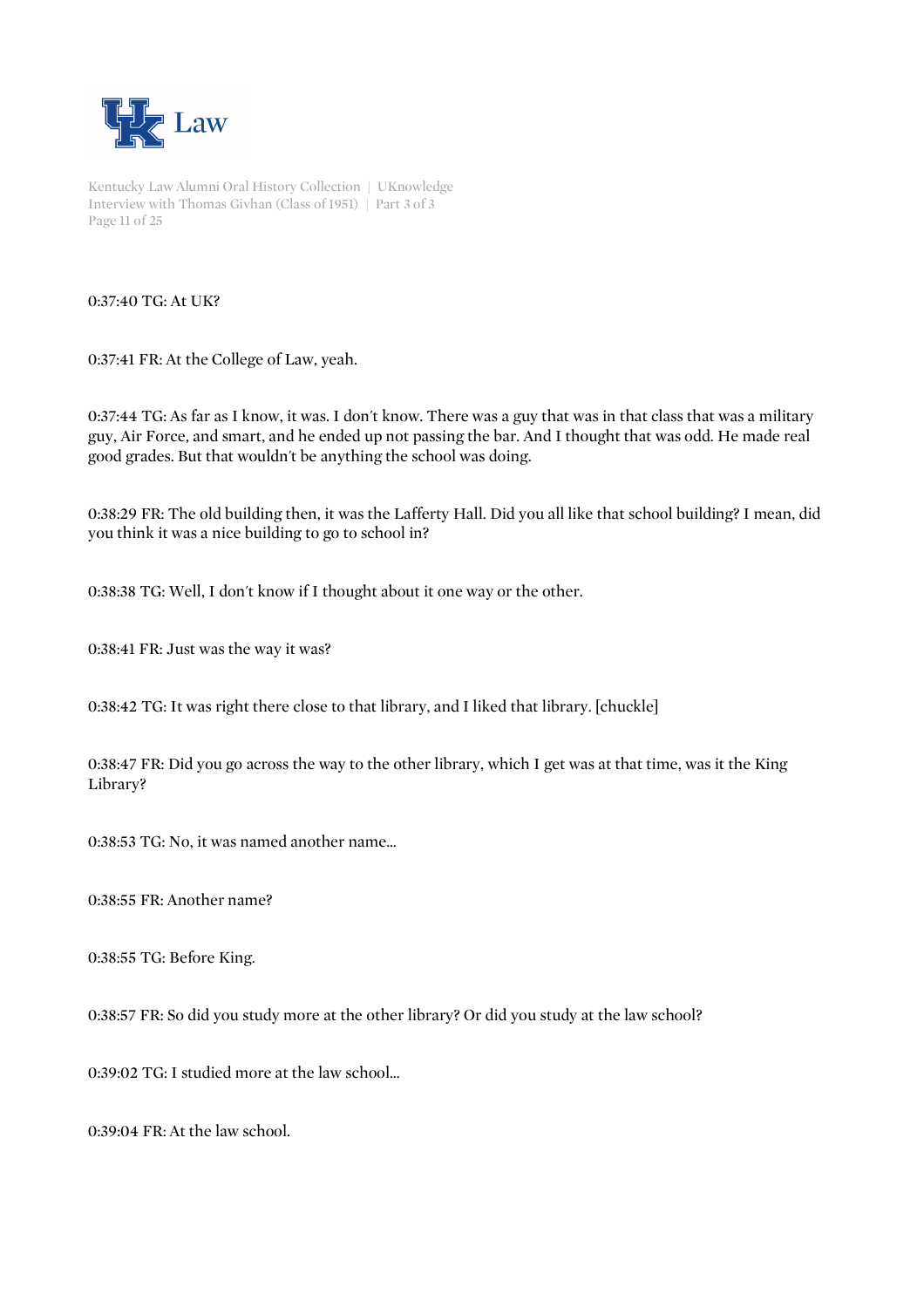0:37:40 TG: At UK?

0:37:41 FR: At the College of Law, yeah.

0:37:44 TG: As far as I know, it was. I don't know. There was a guy that was in that class that was a military guy, Air Force, and smart, and he ended up not passing the bar. And I thought that was odd. He made real good grades. But that wouldn't be anything the school was doing.

0:38:29 FR: The old building then, it was the Lafferty Hall. Did you all like that school building? I mean, did you think it was a nice building to go to school in?

0:38:38 TG: Well, I don't know if I thought about it one way or the other.

0:38:41 FR: Just was the way it was?

0:38:42 TG: It was right there close to that library, and I liked that library. [chuckle]

0:38:47 FR: Did you go across the way to the other library, which I get was at that time, was it the King Library?

0:38:53 TG: No, it was named another name...

0:38:55 FR: Another name?

0:38:55 TG: Before King.

0:38:57 FR: So did you study more at the other library? Or did you study at the law school?

0:39:02 TG: I studied more at the law school...

0:39:04 FR: At the law school.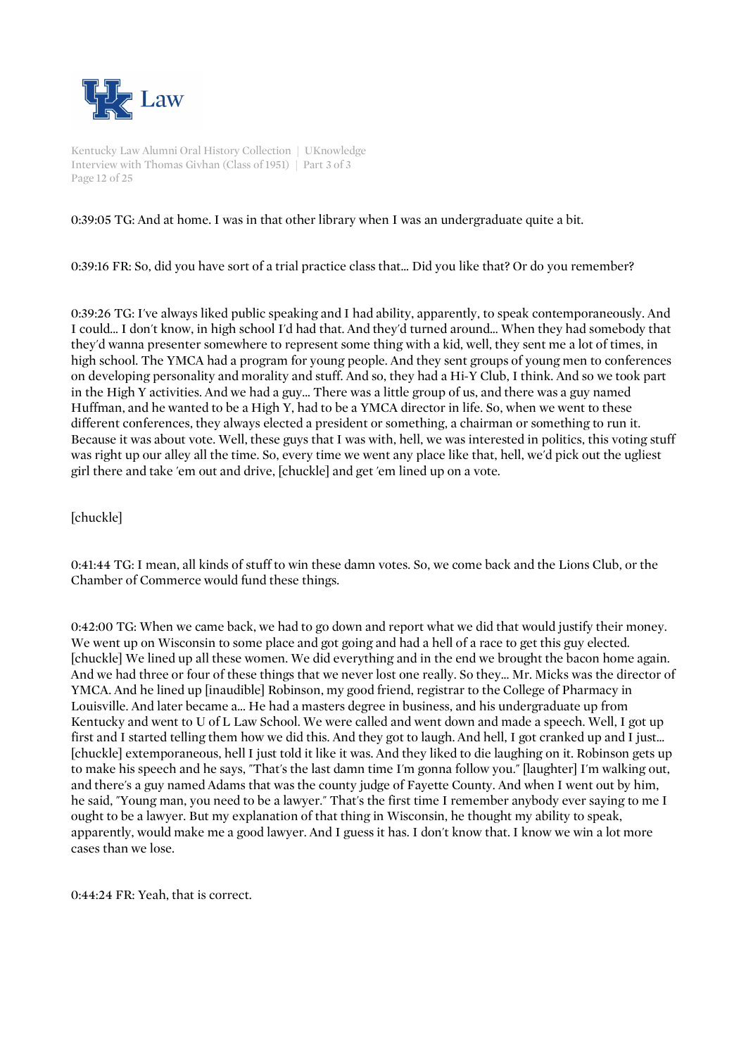0:39:05 TG: And at home. I was in that other library when I was an undergraduate quite a bit.

0:39:16 FR: So, did you have sort of a trial practice class that... Did you like that? Or do you remember?

0:39:26 TG: I've always liked public speaking and I had ability, apparently, to speak contemporaneously. And I could... I don't know, in high school I'd had that. And they'd turned around... When they had somebody that they'd wanna presenter somewhere to represent some thing with a kid, well, they sent me a lot of times, in high school. The YMCA had a program for young people. And they sent groups of young men to conferences on developing personality and morality and stuff. And so, they had a Hi-Y Club, I think. And so we took part in the High Y activities. And we had a guy... There was a little group of us, and there was a guy named Huffman, and he wanted to be a High Y, had to be a YMCA director in life. So, when we went to these different conferences, they always elected a president or something, a chairman or something to run it. Because it was about vote. Well, these guys that I was with, hell, we was interested in politics, this voting stuff was right up our alley all the time. So, every time we went any place like that, hell, we'd pick out the ugliest girl there and take 'em out and drive, [chuckle] and get 'em lined up on a vote.

[chuckle]

0:41:44 TG: I mean, all kinds of stuff to win these damn votes. So, we come back and the Lions Club, or the Chamber of Commerce would fund these things.

0:42:00 TG: When we came back, we had to go down and report what we did that would justify their money. We went up on Wisconsin to some place and got going and had a hell of a race to get this guy elected. [chuckle] We lined up all these women. We did everything and in the end we brought the bacon home again. And we had three or four of these things that we never lost one really. So they... Mr. Micks was the director of YMCA. And he lined up [inaudible] Robinson, my good friend, registrar to the College of Pharmacy in Louisville. And later became a... He had a masters degree in business, and his undergraduate up from Kentucky and went to U of L Law School. We were called and went down and made a speech. Well, I got up first and I started telling them how we did this. And they got to laugh. And hell, I got cranked up and I just... [chuckle] extemporaneous, hell I just told it like it was. And they liked to die laughing on it. Robinson gets up to make his speech and he says, "That's the last damn time I'm gonna follow you." [laughter] I'm walking out, and there's a guy named Adams that was the county judge of Fayette County. And when I went out by him, he said, "Young man, you need to be a lawyer." That's the first time I remember anybody ever saying to me I ought to be a lawyer. But my explanation of that thing in Wisconsin, he thought my ability to speak, apparently, would make me a good lawyer. And I guess it has. I don't know that. I know we win a lot more cases than we lose.

0:44:24 FR: Yeah, that is correct.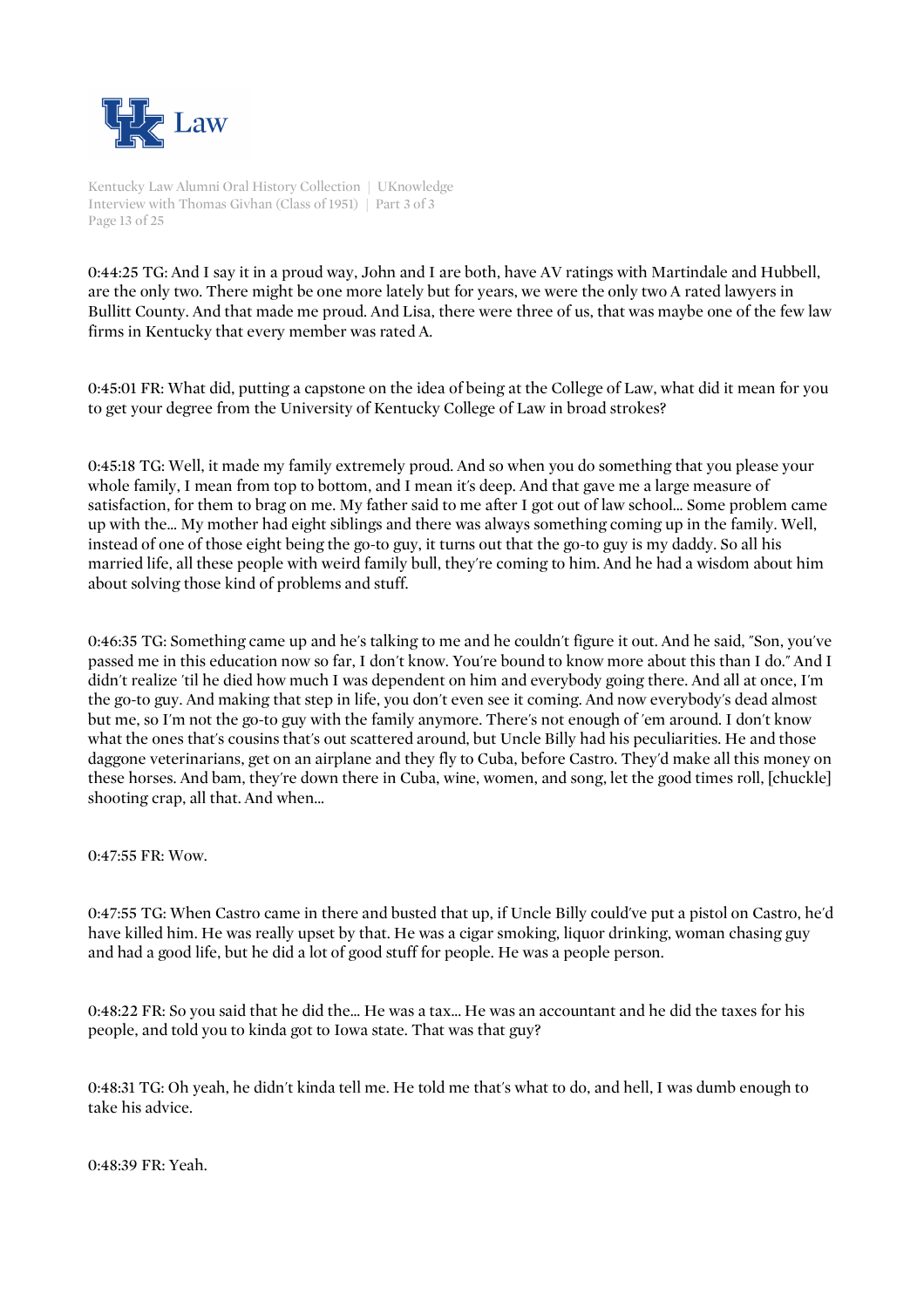0:44:25 TG: And I say it in a proud way, John and I are both, have AV ratings with Martindale and Hubbell, are the only two. There might be one more lately but for years, we were the only two A rated lawyers in Bullitt County. And that made me proud. And Lisa, there were three of us, that was maybe one of the few law firms in Kentucky that every member was rated A.

0:45:01 FR: What did, putting a capstone on the idea of being at the College of Law, what did it mean for you to get your degree from the University of Kentucky College of Law in broad strokes?

0:45:18 TG: Well, it made my family extremely proud. And so when you do something that you please your whole family, I mean from top to bottom, and I mean it's deep. And that gave me a large measure of satisfaction, for them to brag on me. My father said to me after I got out of law school... Some problem came up with the... My mother had eight siblings and there was always something coming up in the family. Well, instead of one of those eight being the go-to guy, it turns out that the go-to guy is my daddy. So all his married life, all these people with weird family bull, they're coming to him. And he had a wisdom about him about solving those kind of problems and stuff.

0:46:35 TG: Something came up and he's talking to me and he couldn't figure it out. And he said, "Son, you've passed me in this education now so far, I don't know. You're bound to know more about this than I do." And I didn't realize 'til he died how much I was dependent on him and everybody going there. And all at once, I'm the go-to guy. And making that step in life, you don't even see it coming. And now everybody's dead almost but me, so I'm not the go-to guy with the family anymore. There's not enough of 'em around. I don't know what the ones that's cousins that's out scattered around, but Uncle Billy had his peculiarities. He and those daggone veterinarians, get on an airplane and they fly to Cuba, before Castro. They'd make all this money on these horses. And bam, they're down there in Cuba, wine, women, and song, let the good times roll, [chuckle] shooting crap, all that. And when...

0:47:55 FR: Wow.

0:47:55 TG: When Castro came in there and busted that up, if Uncle Billy could've put a pistol on Castro, he'd have killed him. He was really upset by that. He was a cigar smoking, liquor drinking, woman chasing guy and had a good life, but he did a lot of good stuff for people. He was a people person.

0:48:22 FR: So you said that he did the... He was a tax... He was an accountant and he did the taxes for his people, and told you to kinda got to Iowa state. That was that guy?

0:48:31 TG: Oh yeah, he didn't kinda tell me. He told me that's what to do, and hell, I was dumb enough to take his advice.

0:48:39 FR: Yeah.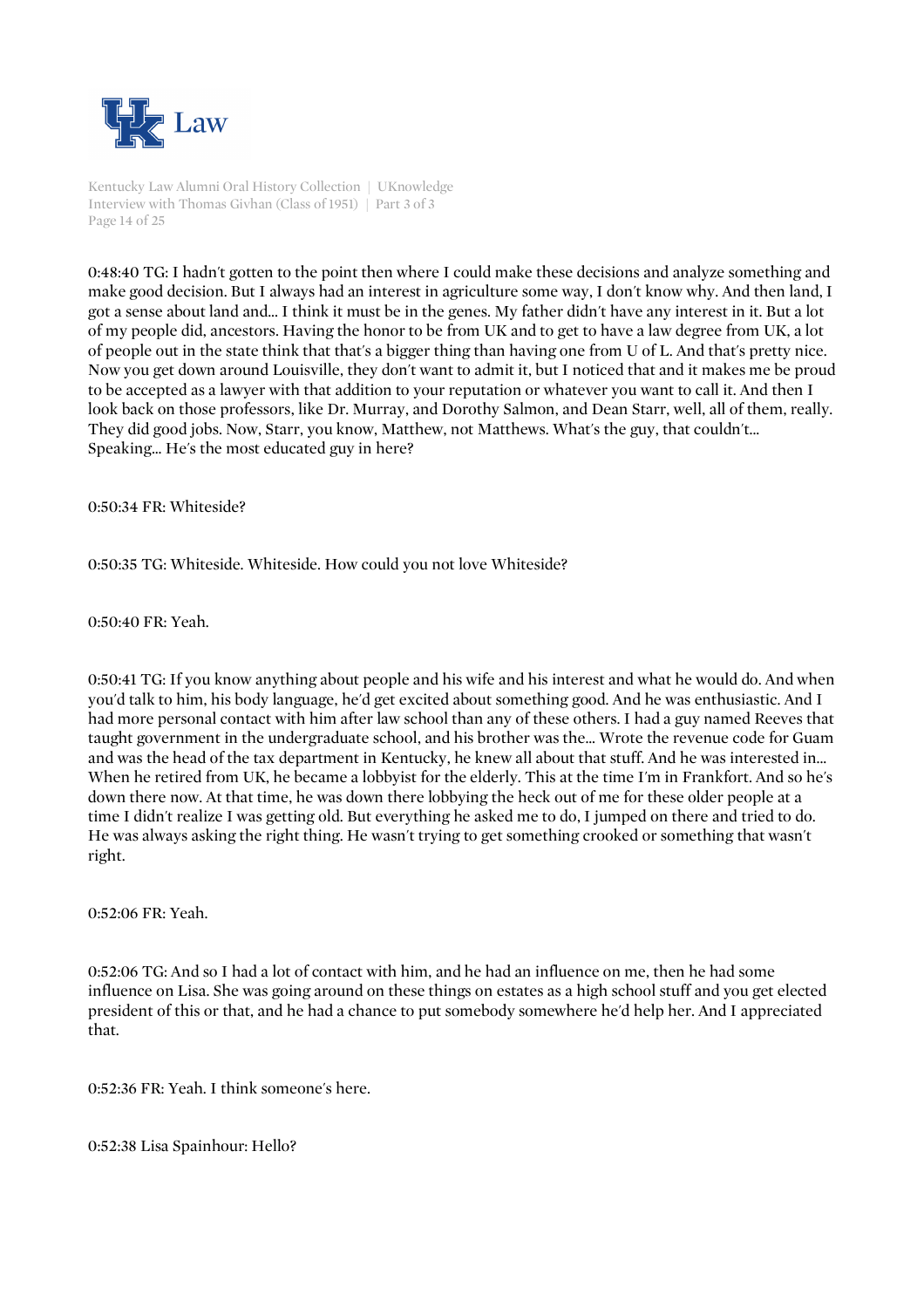0:48:40 TG: I hadn't gotten to the point then where I could make these decisions and analyze something and make good decision. But I always had an interest in agriculture some way, I don't know why. And then land, I got a sense about land and... I think it must be in the genes. My father didn't have any interest in it. But a lot of my people did, ancestors. Having the honor to be from UK and to get to have a law degree from UK, a lot of people out in the state think that that's a bigger thing than having one from U of L. And that's pretty nice. Now you get down around Louisville, they don't want to admit it, but I noticed that and it makes me be proud to be accepted as a lawyer with that addition to your reputation or whatever you want to call it. And then I look back on those professors, like Dr. Murray, and Dorothy Salmon, and Dean Starr, well, all of them, really. They did good jobs. Now, Starr, you know, Matthew, not Matthews. What's the guy, that couldn't... Speaking... He's the most educated guy in here?

0:50:34 FR: Whiteside?

0:50:35 TG: Whiteside. Whiteside. How could you not love Whiteside?

0:50:40 FR: Yeah.

0:50:41 TG: If you know anything about people and his wife and his interest and what he would do. And when you'd talk to him, his body language, he'd get excited about something good. And he was enthusiastic. And I had more personal contact with him after law school than any of these others. I had a guy named Reeves that taught government in the undergraduate school, and his brother was the... Wrote the revenue code for Guam and was the head of the tax department in Kentucky, he knew all about that stuff. And he was interested in... When he retired from UK, he became a lobbyist for the elderly. This at the time I'm in Frankfort. And so he's down there now. At that time, he was down there lobbying the heck out of me for these older people at a time I didn't realize I was getting old. But everything he asked me to do, I jumped on there and tried to do. He was always asking the right thing. He wasn't trying to get something crooked or something that wasn't right.

0:52:06 FR: Yeah.

0:52:06 TG: And so I had a lot of contact with him, and he had an influence on me, then he had some influence on Lisa. She was going around on these things on estates as a high school stuff and you get elected president of this or that, and he had a chance to put somebody somewhere he'd help her. And I appreciated that.

0:52:36 FR: Yeah. I think someone's here.

0:52:38 Lisa Spainhour: Hello?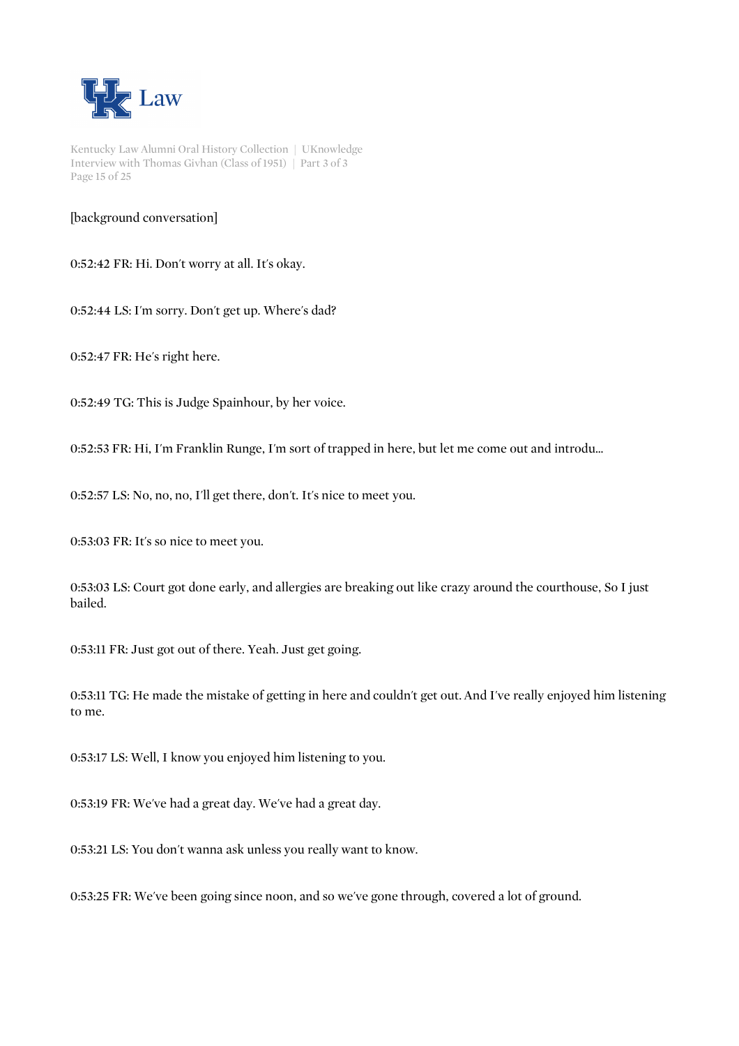[background conversation]

0:52:42 FR: Hi. Don't worry at all. It's okay.

0:52:44 LS: I'm sorry. Don't get up. Where's dad?

0:52:47 FR: He's right here.

0:52:49 TG: This is Judge Spainhour, by her voice.

0:52:53 FR: Hi, I'm Franklin Runge, I'm sort of trapped in here, but let me come out and introdu...

0:52:57 LS: No, no, no, I'll get there, don't. It's nice to meet you.

0:53:03 FR: It's so nice to meet you.

0:53:03 LS: Court got done early, and allergies are breaking out like crazy around the courthouse, So I just bailed.

0:53:11 FR: Just got out of there. Yeah. Just get going.

0:53:11 TG: He made the mistake of getting in here and couldn't get out. And I've really enjoyed him listening to me.

0:53:17 LS: Well, I know you enjoyed him listening to you.

0:53:19 FR: We've had a great day. We've had a great day.

0:53:21 LS: You don't wanna ask unless you really want to know.

0:53:25 FR: We've been going since noon, and so we've gone through, covered a lot of ground.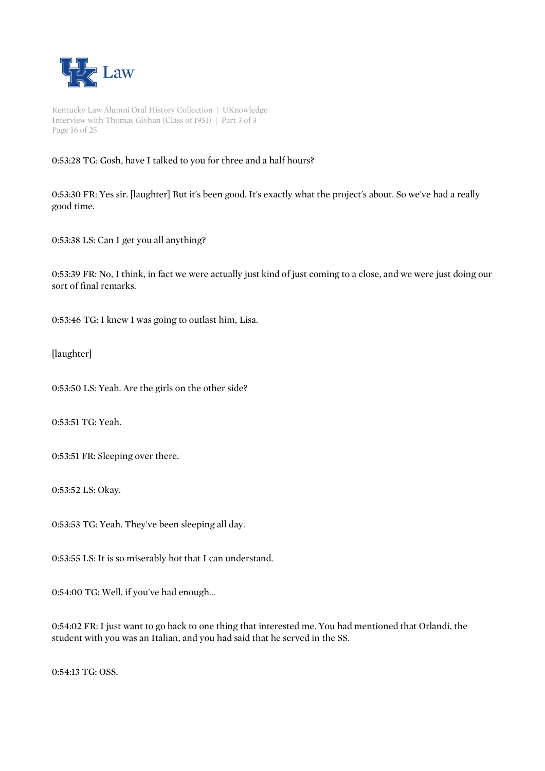0:53:28 TG: Gosh, have I talked to you for three and a half hours?

0:53:30 FR: Yes sir. [laughter] But it's been good. It's exactly what the project's about. So we've had a really good time.

0:53:38 LS: Can I get you all anything?

0:53:39 FR: No, I think, in fact we were actually just kind of just coming to a close, and we were just doing our sort of final remarks.

0:53:46 TG: I knew I was going to outlast him, Lisa.

[laughter]

0:53:50 LS: Yeah. Are the girls on the other side?

0:53:51 TG: Yeah.

0:53:51 FR: Sleeping over there.

0:53:52 LS: Okay.

0:53:53 TG: Yeah. They've been sleeping all day.

0:53:55 LS: It is so miserably hot that I can understand.

0:54:00 TG: Well, if you've had enough...

0:54:02 FR: I just want to go back to one thing that interested me. You had mentioned that Orlandi, the student with you was an Italian, and you had said that he served in the SS.

0:54:13 TG: OSS.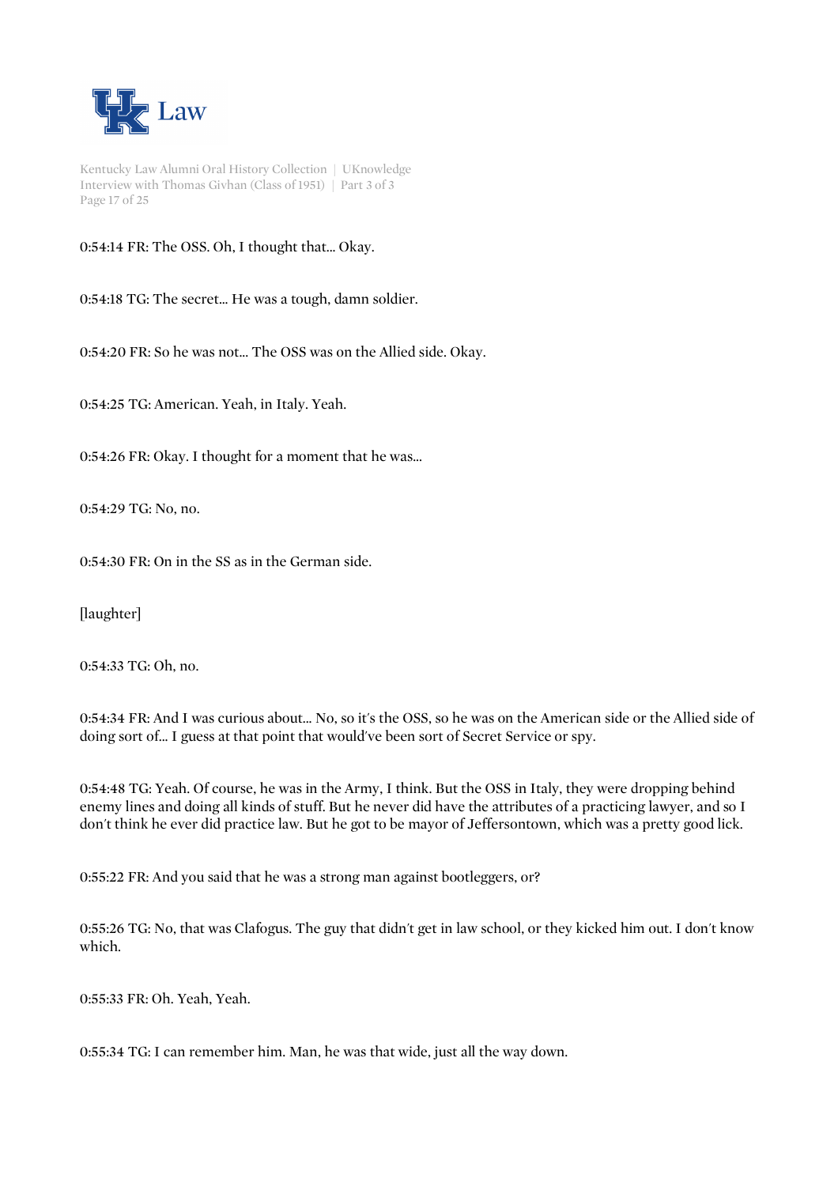0:54:14 FR: The OSS. Oh, I thought that... Okay.

0:54:18 TG: The secret... He was a tough, damn soldier.

0:54:20 FR: So he was not... The OSS was on the Allied side. Okay.

0:54:25 TG: American. Yeah, in Italy. Yeah.

0:54:26 FR: Okay. I thought for a moment that he was...

0:54:29 TG: No, no.

0:54:30 FR: On in the SS as in the German side.

[laughter]

0:54:33 TG: Oh, no.

0:54:34 FR: And I was curious about... No, so it's the OSS, so he was on the American side or the Allied side of doing sort of... I guess at that point that would've been sort of Secret Service or spy.

0:54:48 TG: Yeah. Of course, he was in the Army, I think. But the OSS in Italy, they were dropping behind enemy lines and doing all kinds of stuff. But he never did have the attributes of a practicing lawyer, and so I don't think he ever did practice law. But he got to be mayor of Jeffersontown, which was a pretty good lick.

0:55:22 FR: And you said that he was a strong man against bootleggers, or?

0:55:26 TG: No, that was Clafogus. The guy that didn't get in law school, or they kicked him out. I don't know which.

0:55:33 FR: Oh. Yeah, Yeah.

0:55:34 TG: I can remember him. Man, he was that wide, just all the way down.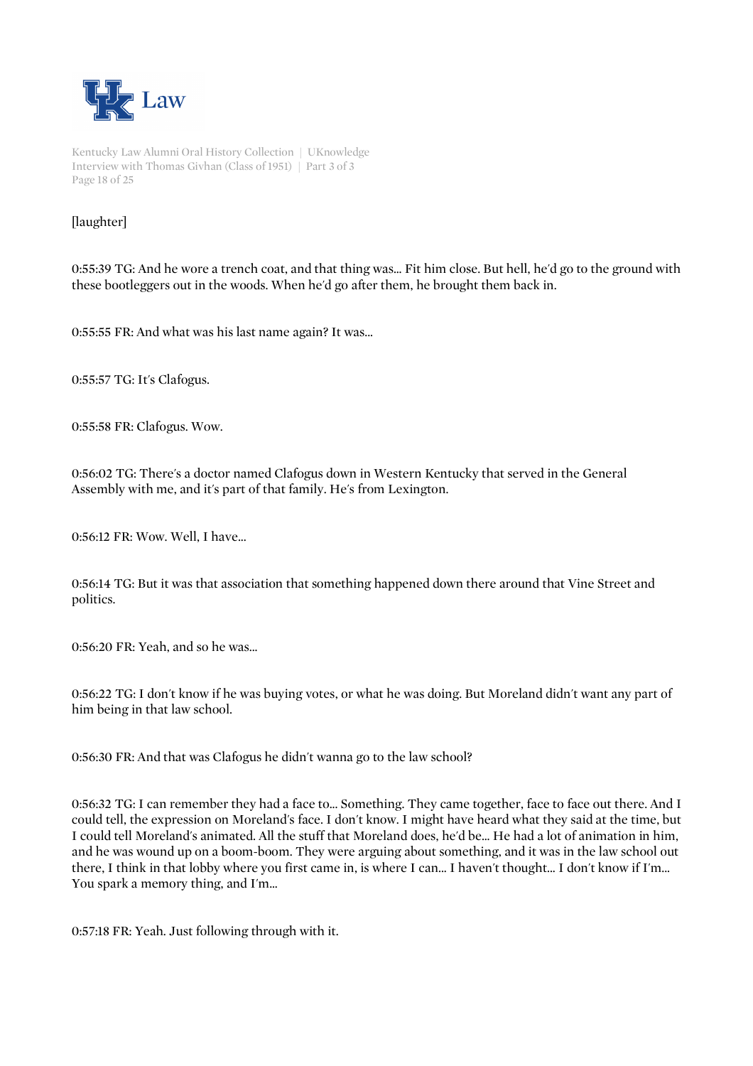[laughter]

0:55:39 TG: And he wore a trench coat, and that thing was... Fit him close. But hell, he'd go to the ground with these bootleggers out in the woods. When he'd go after them, he brought them back in.

0:55:55 FR: And what was his last name again? It was...

0:55:57 TG: It's Clafogus.

0:55:58 FR: Clafogus. Wow.

0:56:02 TG: There's a doctor named Clafogus down in Western Kentucky that served in the General Assembly with me, and it's part of that family. He's from Lexington.

0:56:12 FR: Wow. Well, I have...

0:56:14 TG: But it was that association that something happened down there around that Vine Street and politics.

0:56:20 FR: Yeah, and so he was...

0:56:22 TG: I don't know if he was buying votes, or what he was doing. But Moreland didn't want any part of him being in that law school.

0:56:30 FR: And that was Clafogus he didn't wanna go to the law school?

0:56:32 TG: I can remember they had a face to... Something. They came together, face to face out there. And I could tell, the expression on Moreland's face. I don't know. I might have heard what they said at the time, but I could tell Moreland's animated. All the stuff that Moreland does, he'd be... He had a lot of animation in him, and he was wound up on a boom-boom. They were arguing about something, and it was in the law school out there, I think in that lobby where you first came in, is where I can... I haven't thought... I don't know if I'm... You spark a memory thing, and I'm...

0:57:18 FR: Yeah. Just following through with it.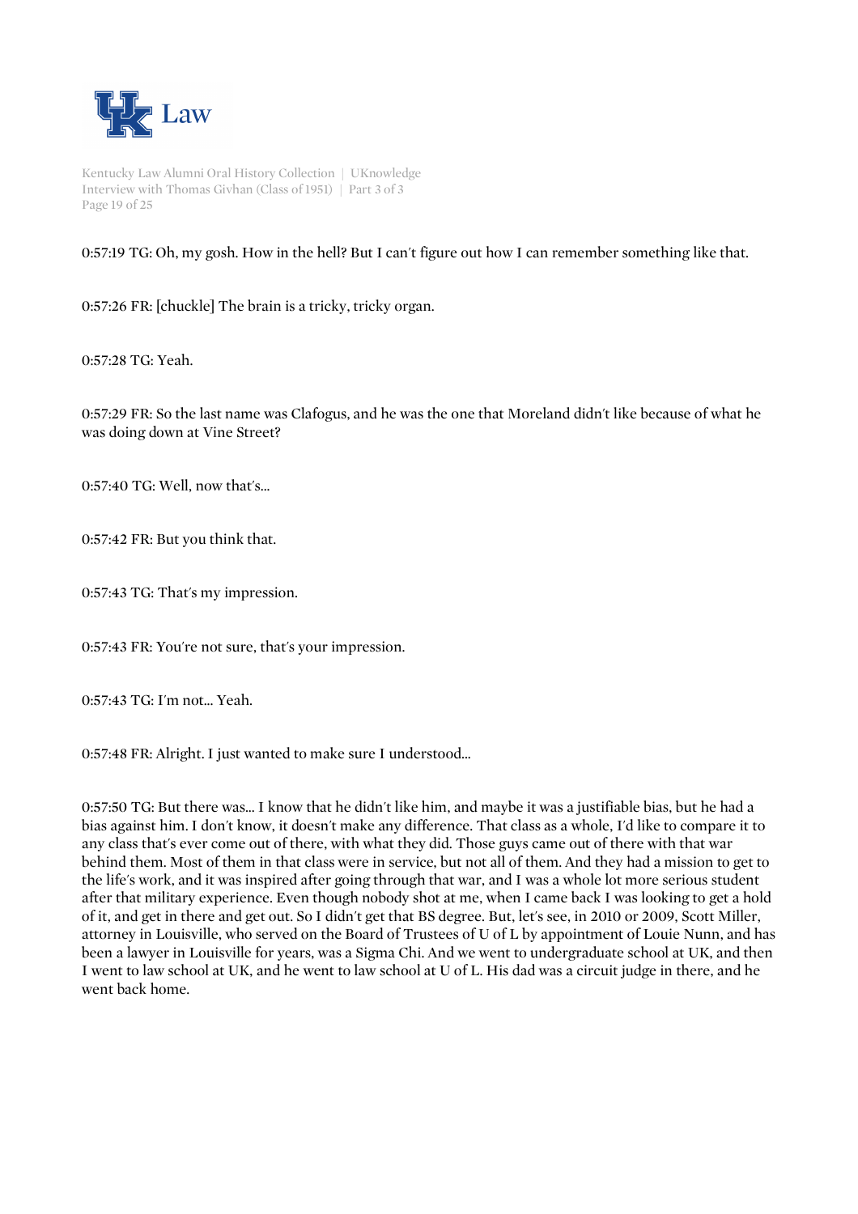0:57:19 TG: Oh, my gosh. How in the hell? But I can't figure out how I can remember something like that.

0:57:26 FR: [chuckle] The brain is a tricky, tricky organ.

0:57:28 TG: Yeah.

0:57:29 FR: So the last name was Clafogus, and he was the one that Moreland didn't like because of what he was doing down at Vine Street?

0:57:40 TG: Well, now that's...

0:57:42 FR: But you think that.

0:57:43 TG: That's my impression.

0:57:43 FR: You're not sure, that's your impression.

0:57:43 TG: I'm not... Yeah.

0:57:48 FR: Alright. I just wanted to make sure I understood...

0:57:50 TG: But there was... I know that he didn't like him, and maybe it was a justifiable bias, but he had a bias against him. I don't know, it doesn't make any difference. That class as a whole, I'd like to compare it to any class that's ever come out of there, with what they did. Those guys came out of there with that war behind them. Most of them in that class were in service, but not all of them. And they had a mission to get to the life's work, and it was inspired after going through that war, and I was a whole lot more serious student after that military experience. Even though nobody shot at me, when I came back I was looking to get a hold of it, and get in there and get out. So I didn't get that BS degree. But, let's see, in 2010 or 2009, Scott Miller, attorney in Louisville, who served on the Board of Trustees of U of L by appointment of Louie Nunn, and has been a lawyer in Louisville for years, was a Sigma Chi. And we went to undergraduate school at UK, and then I went to law school at UK, and he went to law school at U of L. His dad was a circuit judge in there, and he went back home.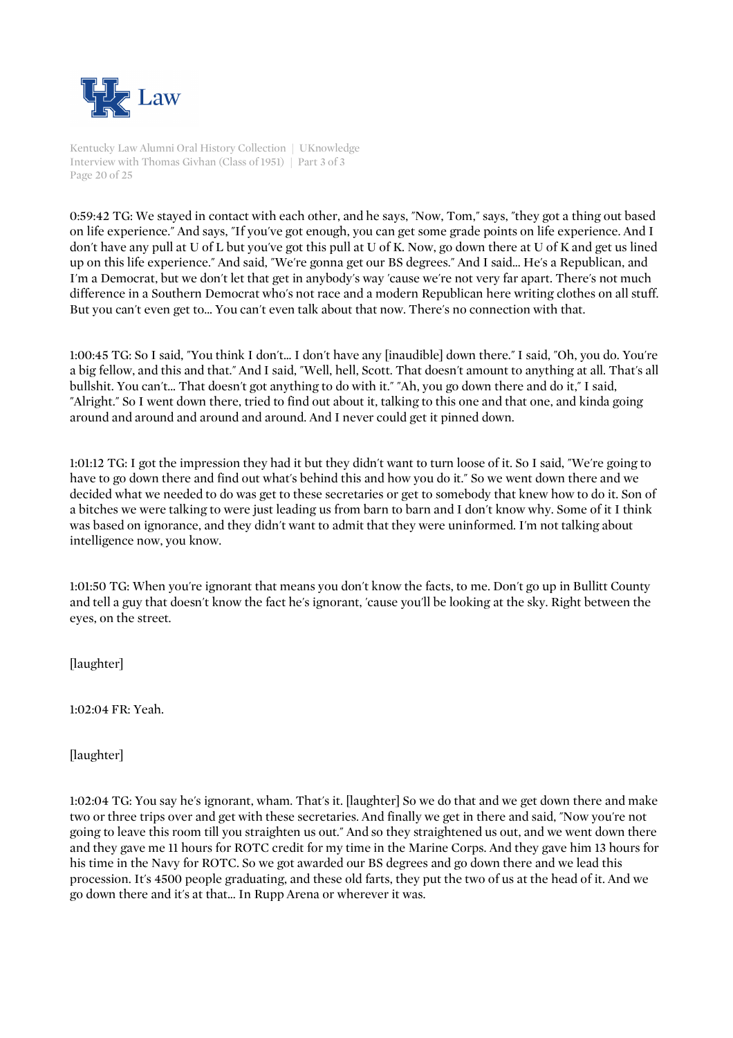0:59:42 TG: We stayed in contact with each other, and he says, "Now, Tom," says, "they got a thing out based on life experience." And says, "If you've got enough, you can get some grade points on life experience. And I don't have any pull at U of L but you've got this pull at U of K. Now, go down there at U of K and get us lined up on this life experience." And said, "We're gonna get our BS degrees." And I said... He's a Republican, and I'm a Democrat, but we don't let that get in anybody's way 'cause we're not very far apart. There's not much difference in a Southern Democrat who's not race and a modern Republican here writing clothes on all stuff. But you can't even get to... You can't even talk about that now. There's no connection with that.

1:00:45 TG: So I said, "You think I don't... I don't have any [inaudible] down there." I said, "Oh, you do. You're a big fellow, and this and that." And I said, "Well, hell, Scott. That doesn't amount to anything at all. That's all bullshit. You can't... That doesn't got anything to do with it." "Ah, you go down there and do it," I said, "Alright." So I went down there, tried to find out about it, talking to this one and that one, and kinda going around and around and around and around. And I never could get it pinned down.

1:01:12 TG: I got the impression they had it but they didn't want to turn loose of it. So I said, "We're going to have to go down there and find out what's behind this and how you do it." So we went down there and we decided what we needed to do was get to these secretaries or get to somebody that knew how to do it. Son of a bitches we were talking to were just leading us from barn to barn and I don't know why. Some of it I think was based on ignorance, and they didn't want to admit that they were uninformed. I'm not talking about intelligence now, you know.

1:01:50 TG: When you're ignorant that means you don't know the facts, to me. Don't go up in Bullitt County and tell a guy that doesn't know the fact he's ignorant, 'cause you'll be looking at the sky. Right between the eyes, on the street.

[laughter]

1:02:04 FR: Yeah.

[laughter]

1:02:04 TG: You say he's ignorant, wham. That's it. [laughter] So we do that and we get down there and make two or three trips over and get with these secretaries. And finally we get in there and said, "Now you're not going to leave this room till you straighten us out." And so they straightened us out, and we went down there and they gave me 11 hours for ROTC credit for my time in the Marine Corps. And they gave him 13 hours for his time in the Navy for ROTC. So we got awarded our BS degrees and go down there and we lead this procession. It's 4500 people graduating, and these old farts, they put the two of us at the head of it. And we go down there and it's at that... In Rupp Arena or wherever it was.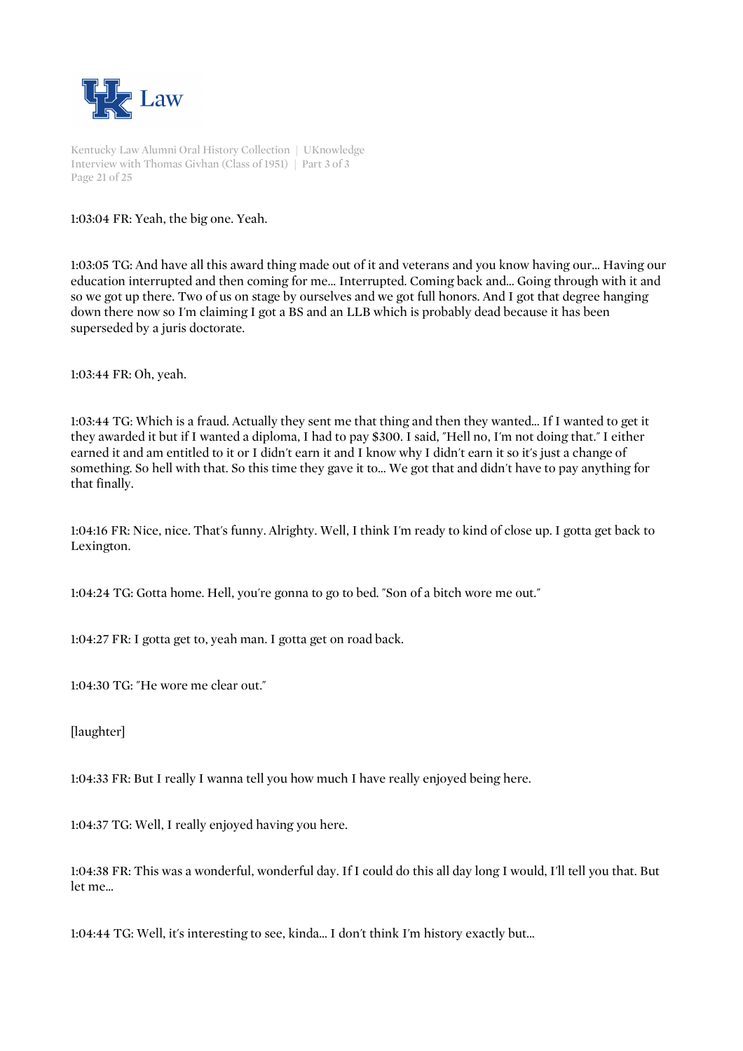1:03:04 FR: Yeah, the big one. Yeah.

1:03:05 TG: And have all this award thing made out of it and veterans and you know having our... Having our education interrupted and then coming for me... Interrupted. Coming back and... Going through with it and so we got up there. Two of us on stage by ourselves and we got full honors. And I got that degree hanging down there now so I'm claiming I got a BS and an LLB which is probably dead because it has been superseded by a juris doctorate.

1:03:44 FR: Oh, yeah.

1:03:44 TG: Which is a fraud. Actually they sent me that thing and then they wanted... If I wanted to get it they awarded it but if I wanted a diploma, I had to pay $300. I said, "Hell no, I'm not doing that." I either earned it and am entitled to it or I didn't earn it and I know why I didn't earn it so it's just a change of something. So hell with that. So this time they gave it to... We got that and didn't have to pay anything for that finally.

1:04:16 FR: Nice, nice. That's funny. Alrighty. Well, I think I'm ready to kind of close up. I gotta get back to Lexington.

1:04:24 TG: Gotta home. Hell, you're gonna to go to bed. "Son of a bitch wore me out."

1:04:27 FR: I gotta get to, yeah man. I gotta get on road back.

1:04:30 TG: "He wore me clear out."

[laughter]

1:04:33 FR: But I really I wanna tell you how much I have really enjoyed being here.

1:04:37 TG: Well, I really enjoyed having you here.

1:04:38 FR: This was a wonderful, wonderful day. If I could do this all day long I would, I'll tell you that. But let me...

1:04:44 TG: Well, it's interesting to see, kinda... I don't think I'm history exactly but...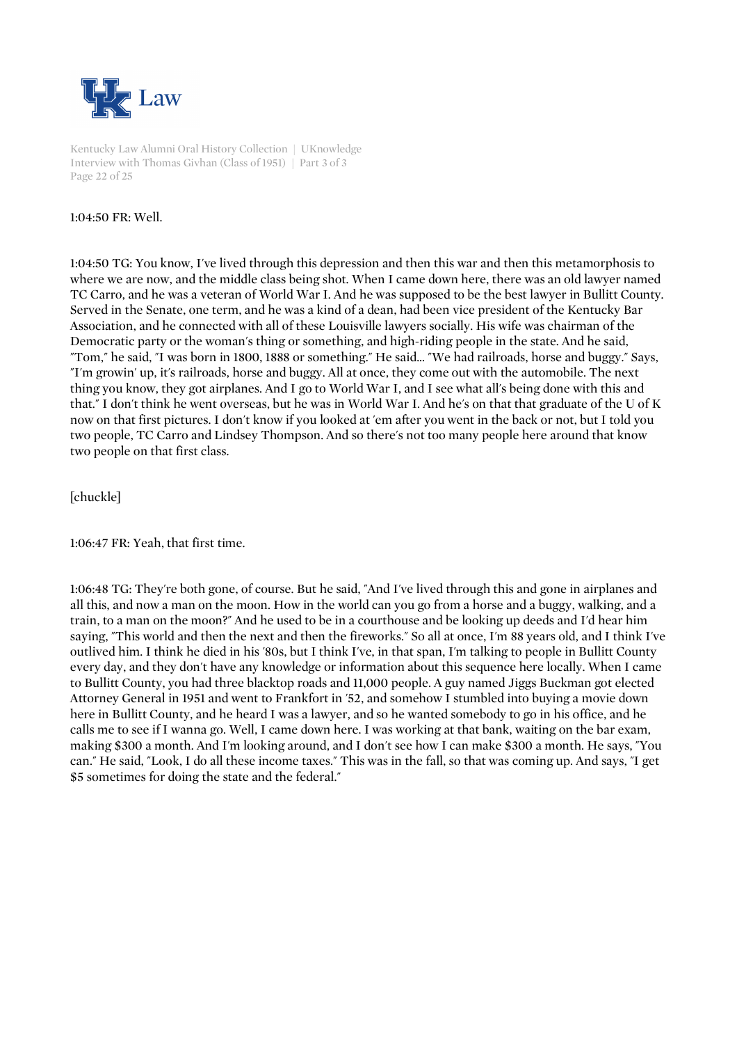1:04:50 FR: Well.

1:04:50 TG: You know, I've lived through this depression and then this war and then this metamorphosis to where we are now, and the middle class being shot. When I came down here, there was an old lawyer named TC Carro, and he was a veteran of World War I. And he was supposed to be the best lawyer in Bullitt County. Served in the Senate, one term, and he was a kind of a dean, had been vice president of the Kentucky Bar Association, and he connected with all of these Louisville lawyers socially. His wife was chairman of the Democratic party or the woman's thing or something, and high-riding people in the state. And he said, "Tom," he said, "I was born in 1800, 1888 or something." He said... "We had railroads, horse and buggy." Says, "I'm growin' up, it's railroads, horse and buggy. All at once, they come out with the automobile. The next thing you know, they got airplanes. And I go to World War I, and I see what all's being done with this and that." I don't think he went overseas, but he was in World War I. And he's on that that graduate of the U of K now on that first pictures. I don't know if you looked at 'em after you went in the back or not, but I told you two people, TC Carro and Lindsey Thompson. And so there's not too many people here around that know two people on that first class.

[chuckle]

1:06:47 FR: Yeah, that first time.

1:06:48 TG: They're both gone, of course. But he said, "And I've lived through this and gone in airplanes and all this, and now a man on the moon. How in the world can you go from a horse and a buggy, walking, and a train, to a man on the moon?" And he used to be in a courthouse and be looking up deeds and I'd hear him saying, "This world and then the next and then the fireworks." So all at once, I'm 88 years old, and I think I've outlived him. I think he died in his '80s, but I think I've, in that span, I'm talking to people in Bullitt County every day, and they don't have any knowledge or information about this sequence here locally. When I came to Bullitt County, you had three blacktop roads and 11,000 people. A guy named Jiggs Buckman got elected Attorney General in 1951 and went to Frankfort in '52, and somehow I stumbled into buying a movie down here in Bullitt County, and he heard I was a lawyer, and so he wanted somebody to go in his office, and he calls me to see if I wanna go. Well, I came down here. I was working at that bank, waiting on the bar exam, making $300 a month. And I'm looking around, and I don't see how I can make $300 a month. He says, "You can." He said, "Look, I do all these income taxes." This was in the fall, so that was coming up. And says, "I get $5 sometimes for doing the state and the federal."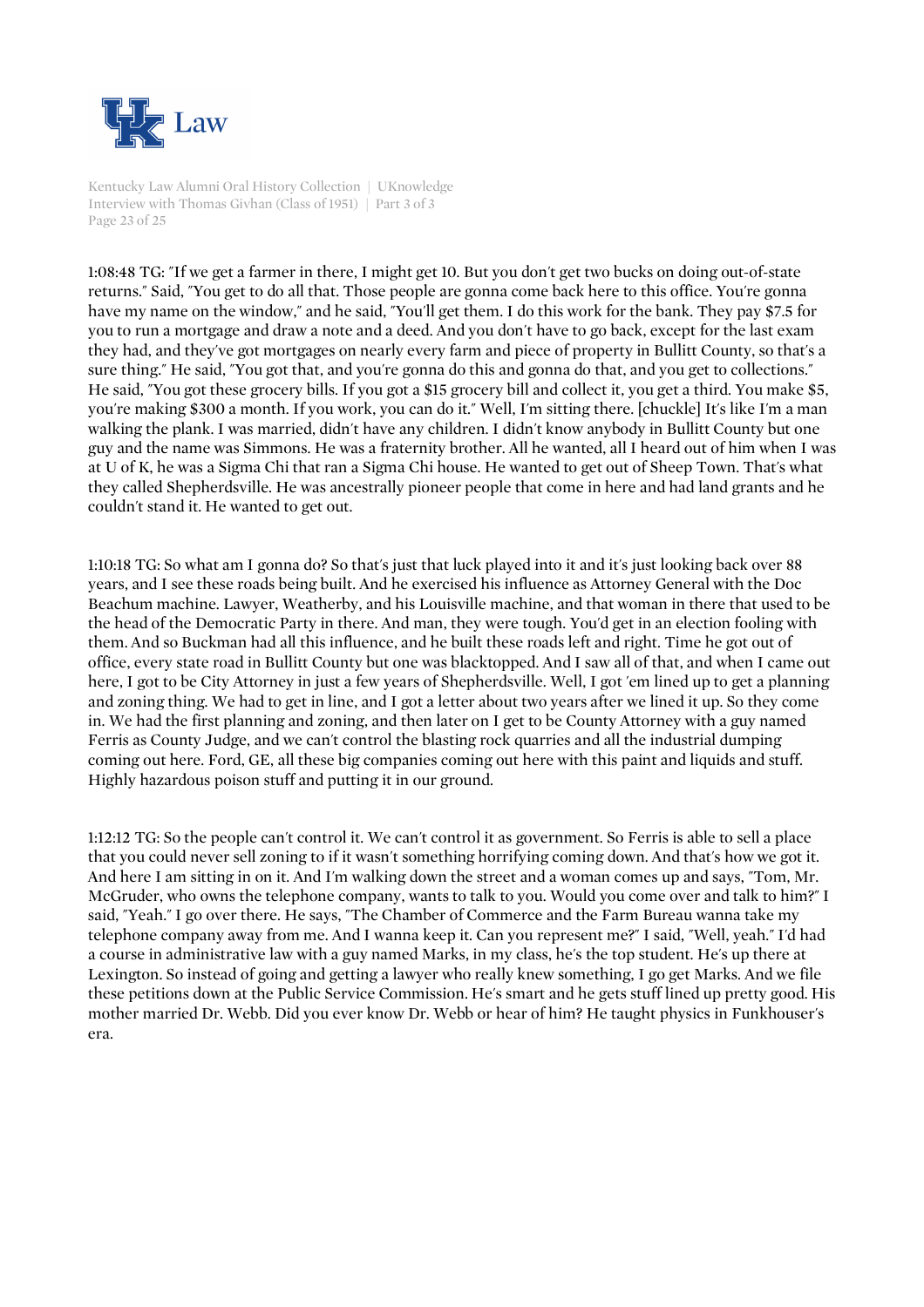1:08:48 TG: "If we get a farmer in there, I might get 10. But you don't get two bucks on doing out-of-state returns." Said, "You get to do all that. Those people are gonna come back here to this office. You're gonna have my name on the window," and he said, "You'll get them. I do this work for the bank. They pay $7.5 for you to run a mortgage and draw a note and a deed. And you don't have to go back, except for the last exam they had, and they've got mortgages on nearly every farm and piece of property in Bullitt County, so that's a sure thing." He said, "You got that, and you're gonna do this and gonna do that, and you get to collections." He said, "You got these grocery bills. If you got a $15 grocery bill and collect it, you get a third. You make $5, you're making $300 a month. If you work, you can do it." Well, I'm sitting there. [chuckle] It's like I'm a man walking the plank. I was married, didn't have any children. I didn't know anybody in Bullitt County but one guy and the name was Simmons. He was a fraternity brother. All he wanted, all I heard out of him when I was at U of K, he was a Sigma Chi that ran a Sigma Chi house. He wanted to get out of Sheep Town. That's what they called Shepherdsville. He was ancestrally pioneer people that come in here and had land grants and he couldn't stand it. He wanted to get out.

1:10:18 TG: So what am I gonna do? So that's just that luck played into it and it's just looking back over 88 years, and I see these roads being built. And he exercised his influence as Attorney General with the Doc Beachum machine. Lawyer, Weatherby, and his Louisville machine, and that woman in there that used to be the head of the Democratic Party in there. And man, they were tough. You'd get in an election fooling with them. And so Buckman had all this influence, and he built these roads left and right. Time he got out of office, every state road in Bullitt County but one was blacktopped. And I saw all of that, and when I came out here, I got to be City Attorney in just a few years of Shepherdsville. Well, I got 'em lined up to get a planning and zoning thing. We had to get in line, and I got a letter about two years after we lined it up. So they come in. We had the first planning and zoning, and then later on I get to be County Attorney with a guy named Ferris as County Judge, and we can't control the blasting rock quarries and all the industrial dumping coming out here. Ford, GE, all these big companies coming out here with this paint and liquids and stuff. Highly hazardous poison stuff and putting it in our ground.

1:12:12 TG: So the people can't control it. We can't control it as government. So Ferris is able to sell a place that you could never sell zoning to if it wasn't something horrifying coming down. And that's how we got it. And here I am sitting in on it. And I'm walking down the street and a woman comes up and says, "Tom, Mr. McGruder, who owns the telephone company, wants to talk to you. Would you come over and talk to him?" I said, "Yeah." I go over there. He says, "The Chamber of Commerce and the Farm Bureau wanna take my telephone company away from me. And I wanna keep it. Can you represent me?" I said, "Well, yeah." I'd had a course in administrative law with a guy named Marks, in my class, he's the top student. He's up there at Lexington. So instead of going and getting a lawyer who really knew something, I go get Marks. And we file these petitions down at the Public Service Commission. He's smart and he gets stuff lined up pretty good. His mother married Dr. Webb. Did you ever know Dr. Webb or hear of him? He taught physics in Funkhouser's era.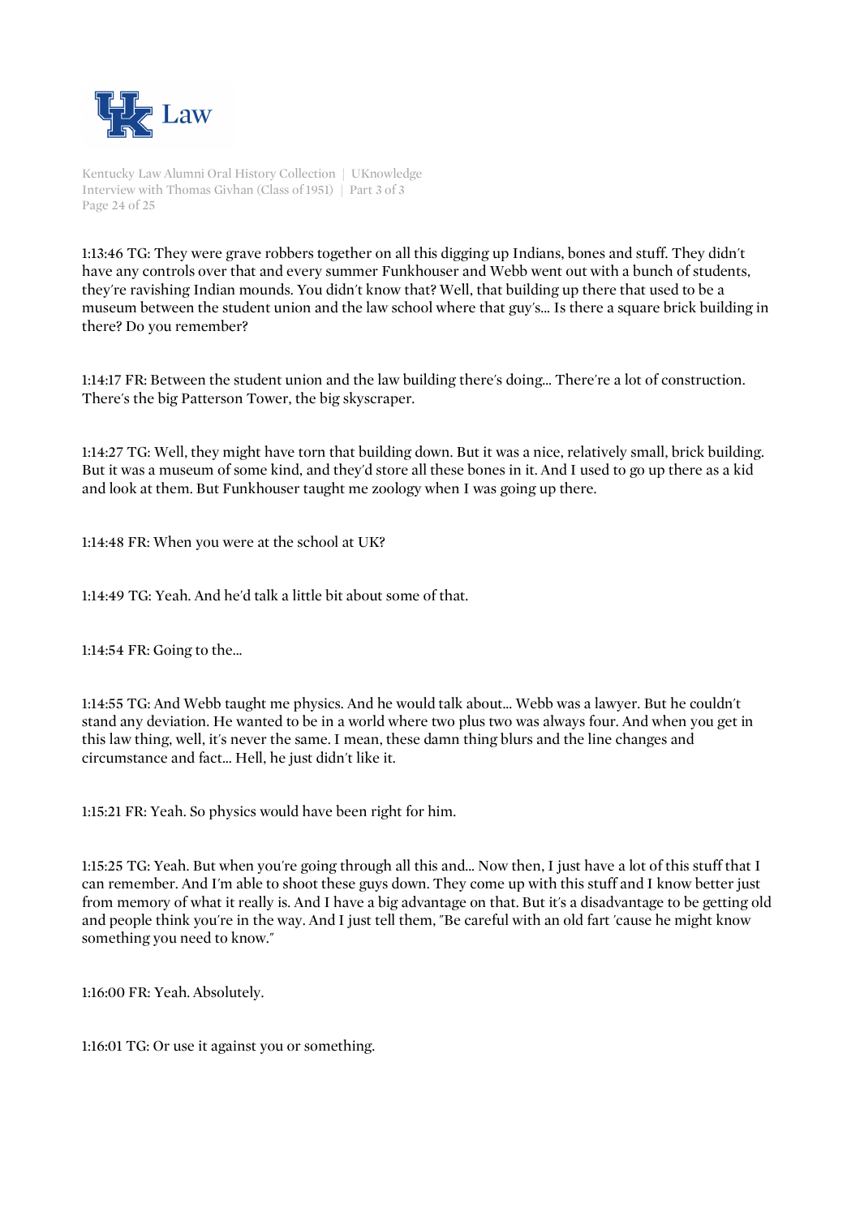1:13:46 TG: They were grave robbers together on all this digging up Indians, bones and stuff. They didn't have any controls over that and every summer Funkhouser and Webb went out with a bunch of students, they're ravishing Indian mounds. You didn't know that? Well, that building up there that used to be a museum between the student union and the law school where that guy's... Is there a square brick building in there? Do you remember?

1:14:17 FR: Between the student union and the law building there's doing... There're a lot of construction. There's the big Patterson Tower, the big skyscraper.

1:14:27 TG: Well, they might have torn that building down. But it was a nice, relatively small, brick building. But it was a museum of some kind, and they'd store all these bones in it. And I used to go up there as a kid and look at them. But Funkhouser taught me zoology when I was going up there.

1:14:48 FR: When you were at the school at UK?

1:14:49 TG: Yeah. And he'd talk a little bit about some of that.

1:14:54 FR: Going to the...

1:14:55 TG: And Webb taught me physics. And he would talk about... Webb was a lawyer. But he couldn't stand any deviation. He wanted to be in a world where two plus two was always four. And when you get in this law thing, well, it's never the same. I mean, these damn thing blurs and the line changes and circumstance and fact... Hell, he just didn't like it.

1:15:21 FR: Yeah. So physics would have been right for him.

1:15:25 TG: Yeah. But when you're going through all this and... Now then, I just have a lot of this stuff that I can remember. And I'm able to shoot these guys down. They come up with this stuff and I know better just from memory of what it really is. And I have a big advantage on that. But it's a disadvantage to be getting old and people think you're in the way. And I just tell them, "Be careful with an old fart 'cause he might know something you need to know."

1:16:00 FR: Yeah. Absolutely.

1:16:01 TG: Or use it against you or something.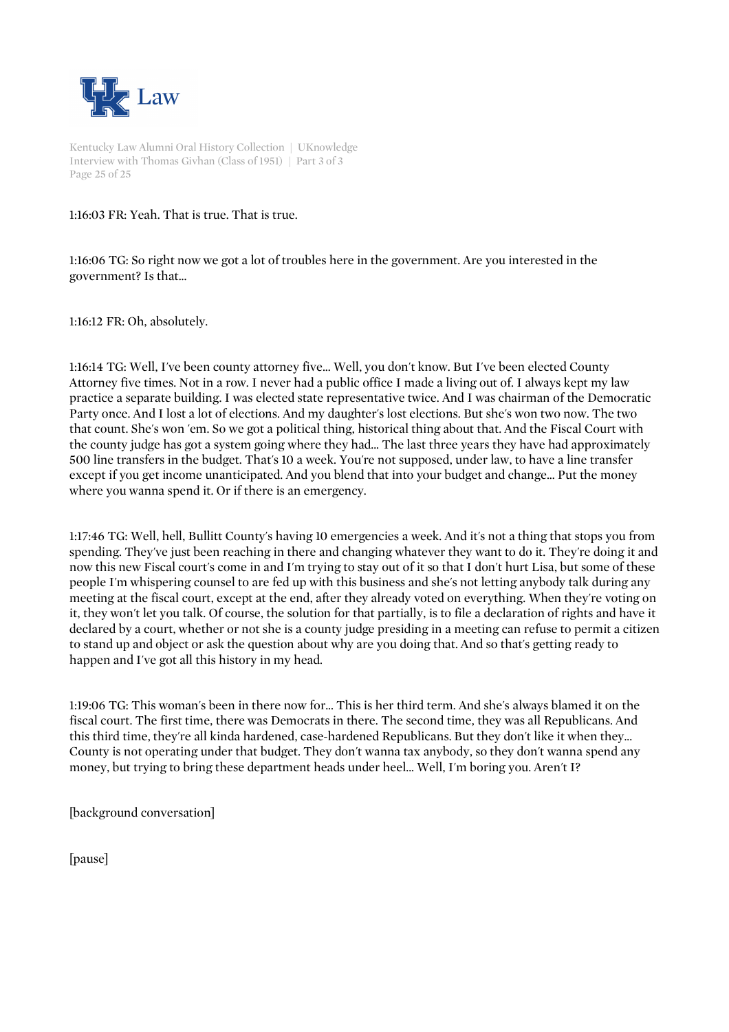1:16:03 FR: Yeah. That is true. That is true.

1:16:06 TG: So right now we got a lot of troubles here in the government. Are you interested in the government? Is that...

1:16:12 FR: Oh, absolutely.

1:16:14 TG: Well, I've been county attorney five... Well, you don't know. But I've been elected County Attorney five times. Not in a row. I never had a public office I made a living out of. I always kept my law practice a separate building. I was elected state representative twice. And I was chairman of the Democratic Party once. And I lost a lot of elections. And my daughter's lost elections. But she's won two now. The two that count. She's won 'em. So we got a political thing, historical thing about that. And the Fiscal Court with the county judge has got a system going where they had... The last three years they have had approximately 500 line transfers in the budget. That's 10 a week. You're not supposed, under law, to have a line transfer except if you get income unanticipated. And you blend that into your budget and change... Put the money where you wanna spend it. Or if there is an emergency.

1:17:46 TG: Well, hell, Bullitt County's having 10 emergencies a week. And it's not a thing that stops you from spending. They've just been reaching in there and changing whatever they want to do it. They're doing it and now this new Fiscal court's come in and I'm trying to stay out of it so that I don't hurt Lisa, but some of these people I'm whispering counsel to are fed up with this business and she's not letting anybody talk during any meeting at the fiscal court, except at the end, after they already voted on everything. When they're voting on it, they won't let you talk. Of course, the solution for that partially, is to file a declaration of rights and have it declared by a court, whether or not she is a county judge presiding in a meeting can refuse to permit a citizen to stand up and object or ask the question about why are you doing that. And so that's getting ready to happen and I've got all this history in my head.

1:19:06 TG: This woman's been in there now for... This is her third term. And she's always blamed it on the fiscal court. The first time, there was Democrats in there. The second time, they was all Republicans. And this third time, they're all kinda hardened, case-hardened Republicans. But they don't like it when they... County is not operating under that budget. They don't wanna tax anybody, so they don't wanna spend any money, but trying to bring these department heads under heel... Well, I'm boring you. Aren't I?

[background conversation]

[pause]